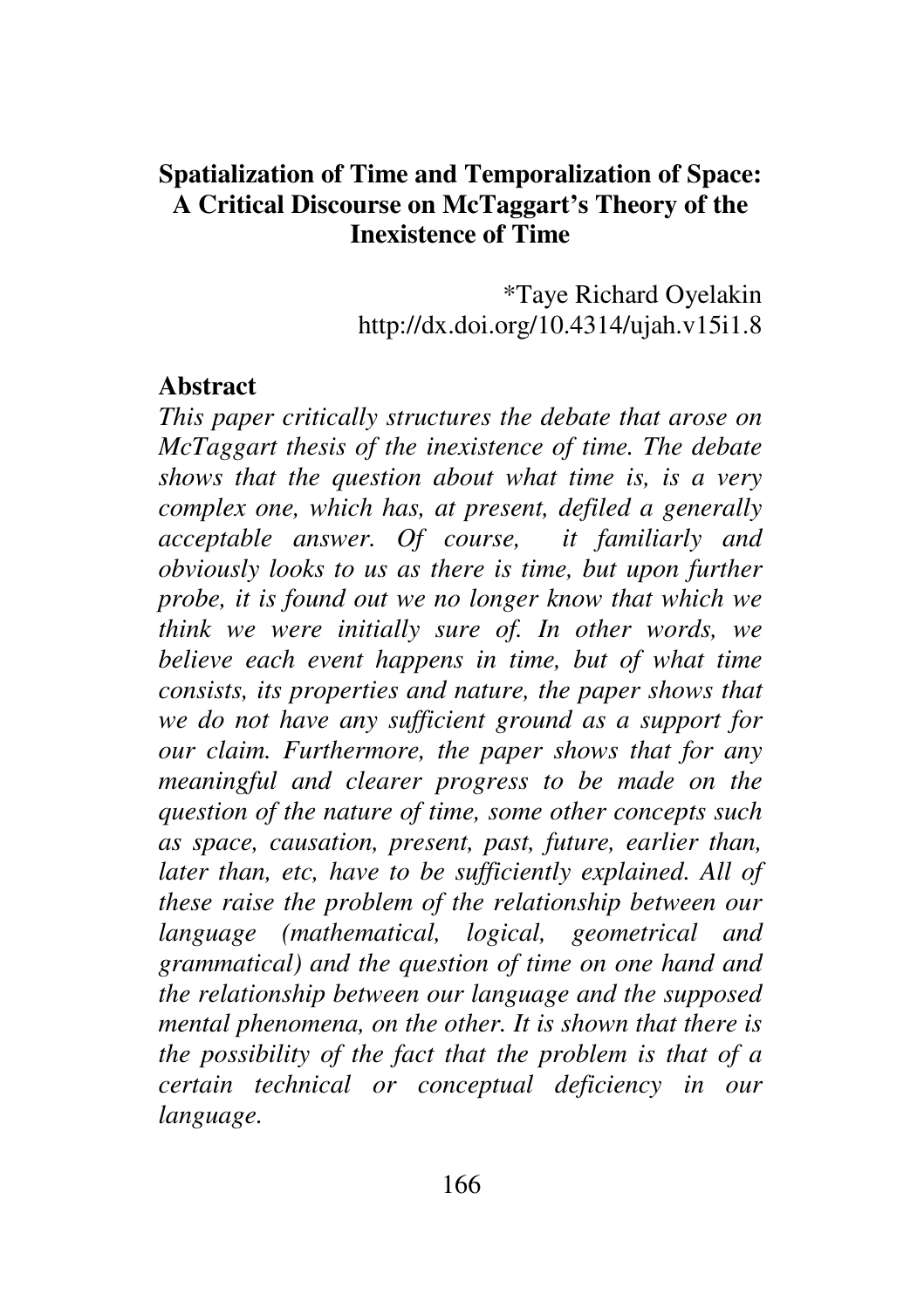# Spatialization of Time and Temporalization of Space: A Critical Discourse on McTaggart's Theory of the Inexistence of Time

\*Taye Richard Oyelakin
http://dx.doi.org/10.4314/ujah.v15i1.8

## Abstract

*This paper critically structures the debate that arose on McTaggart thesis of the inexistence of time. The debate shows that the question about what time is, is a very complex one, which has, at present, defiled a generally acceptable answer. Of course, it familiarly and obviously looks to us as there is time, but upon further probe, it is found out we no longer know that which we think we were initially sure of. In other words, we believe each event happens in time, but of what time consists, its properties and nature, the paper shows that we do not have any sufficient ground as a support for our claim. Furthermore, the paper shows that for any meaningful and clearer progress to be made on the question of the nature of time, some other concepts such as space, causation, present, past, future, earlier than, later than, etc, have to be sufficiently explained. All of these raise the problem of the relationship between our language (mathematical, logical, geometrical and grammatical) and the question of time on one hand and the relationship between our language and the supposed mental phenomena, on the other. It is shown that there is the possibility of the fact that the problem is that of a certain technical or conceptual deficiency in our language.*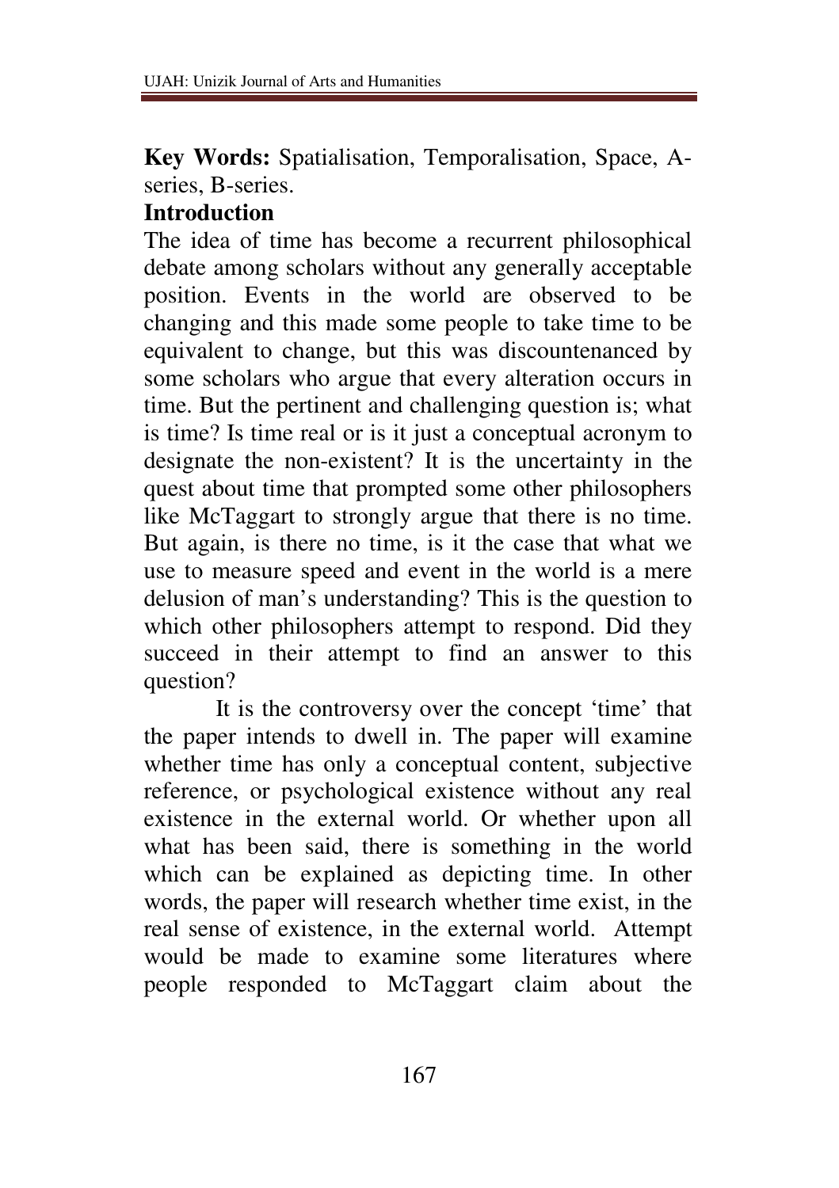**Key Words:** Spatialisation, Temporalisation, Space, A-series, B-series.

## Introduction

The idea of time has become a recurrent philosophical debate among scholars without any generally acceptable position. Events in the world are observed to be changing and this made some people to take time to be equivalent to change, but this was discountenanced by some scholars who argue that every alteration occurs in time. But the pertinent and challenging question is; what is time? Is time real or is it just a conceptual acronym to designate the non-existent? It is the uncertainty in the quest about time that prompted some other philosophers like McTaggart to strongly argue that there is no time. But again, is there no time, is it the case that what we use to measure speed and event in the world is a mere delusion of man's understanding? This is the question to which other philosophers attempt to respond. Did they succeed in their attempt to find an answer to this question?

It is the controversy over the concept 'time' that the paper intends to dwell in. The paper will examine whether time has only a conceptual content, subjective reference, or psychological existence without any real existence in the external world. Or whether upon all what has been said, there is something in the world which can be explained as depicting time. In other words, the paper will research whether time exist, in the real sense of existence, in the external world. Attempt would be made to examine some literatures where people responded to McTaggart claim about the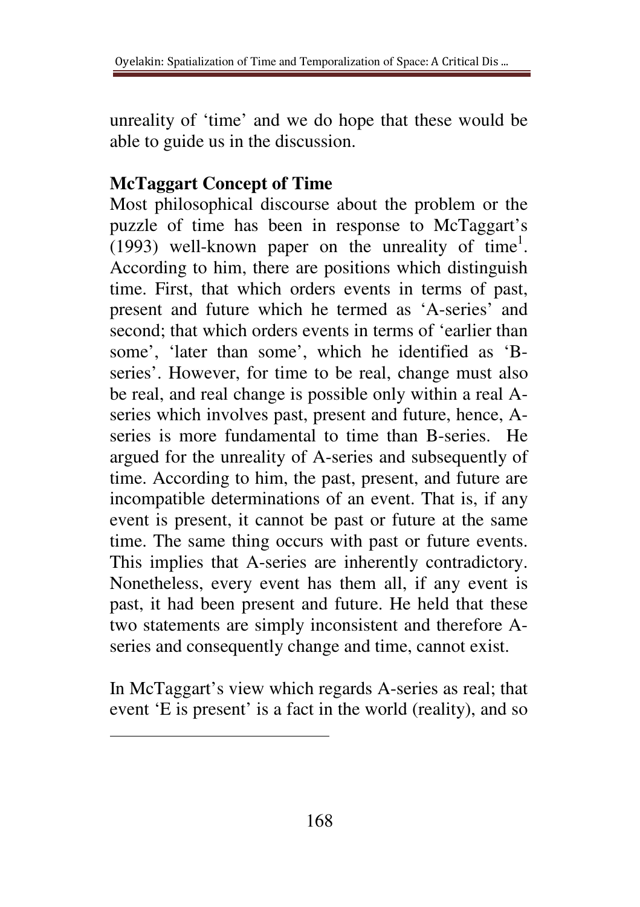unreality of 'time' and we do hope that these would be able to guide us in the discussion.

## McTaggart Concept of Time

Most philosophical discourse about the problem or the puzzle of time has been in response to McTaggart's (1993) well-known paper on the unreality of time[1]. According to him, there are positions which distinguish time. First, that which orders events in terms of past, present and future which he termed as 'A-series' and second; that which orders events in terms of 'earlier than some', 'later than some', which he identified as 'B-series'. However, for time to be real, change must also be real, and real change is possible only within a real A-series which involves past, present and future, hence, A-series is more fundamental to time than B-series. He argued for the unreality of A-series and subsequently of time. According to him, the past, present, and future are incompatible determinations of an event. That is, if any event is present, it cannot be past or future at the same time. The same thing occurs with past or future events. This implies that A-series are inherently contradictory. Nonetheless, every event has them all, if any event is past, it had been present and future. He held that these two statements are simply inconsistent and therefore A-series and consequently change and time, cannot exist.

In McTaggart's view which regards A-series as real; that event 'E is present' is a fact in the world (reality), and so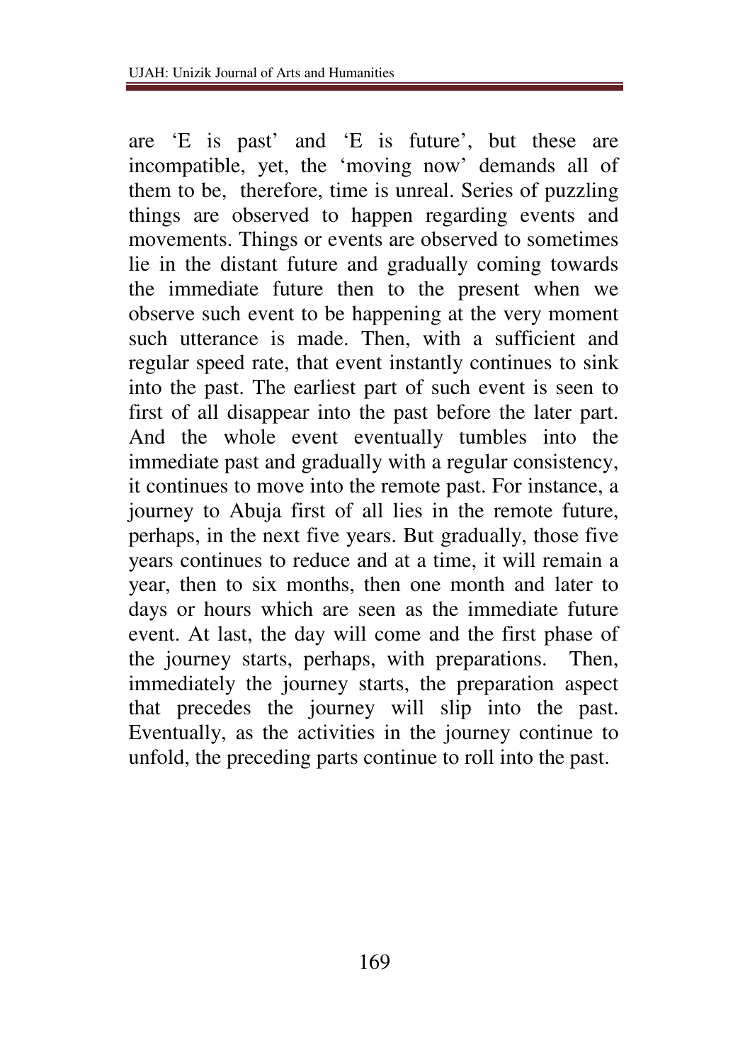are ‘E is past’ and ‘E is future’, but these are incompatible, yet, the ‘moving now’ demands all of them to be,  therefore, time is unreal. Series of puzzling things are observed to happen regarding events and movements. Things or events are observed to sometimes lie in the distant future and gradually coming towards the immediate future then to the present when we observe such event to be happening at the very moment such utterance is made. Then, with a sufficient and regular speed rate, that event instantly continues to sink into the past. The earliest part of such event is seen to first of all disappear into the past before the later part. And the whole event eventually tumbles into the immediate past and gradually with a regular consistency, it continues to move into the remote past. For instance, a journey to Abuja first of all lies in the remote future, perhaps, in the next five years. But gradually, those five years continues to reduce and at a time, it will remain a year, then to six months, then one month and later to days or hours which are seen as the immediate future event. At last, the day will come and the first phase of the journey starts, perhaps, with preparations.  Then, immediately the journey starts, the preparation aspect that precedes the journey will slip into the past. Eventually, as the activities in the journey continue to unfold, the preceding parts continue to roll into the past.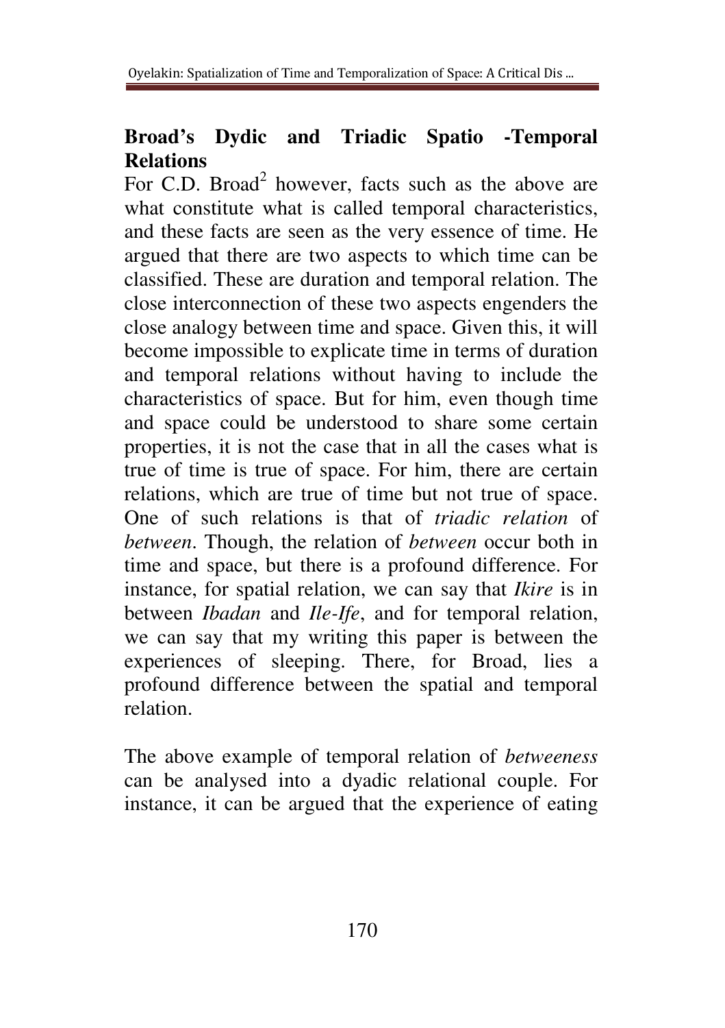## Broad's Dydic and Triadic Spatio -Temporal Relations

For C.D. Broad[2] however, facts such as the above are what constitute what is called temporal characteristics, and these facts are seen as the very essence of time. He argued that there are two aspects to which time can be classified. These are duration and temporal relation. The close interconnection of these two aspects engenders the close analogy between time and space. Given this, it will become impossible to explicate time in terms of duration and temporal relations without having to include the characteristics of space. But for him, even though time and space could be understood to share some certain properties, it is not the case that in all the cases what is true of time is true of space. For him, there are certain relations, which are true of time but not true of space. One of such relations is that of *triadic relation* of *between*. Though, the relation of *between* occur both in time and space, but there is a profound difference. For instance, for spatial relation, we can say that *Ikire* is in between *Ibadan* and *Ile-Ife*, and for temporal relation, we can say that my writing this paper is between the experiences of sleeping. There, for Broad, lies a profound difference between the spatial and temporal relation.

The above example of temporal relation of *betweeness* can be analysed into a dyadic relational couple. For instance, it can be argued that the experience of eating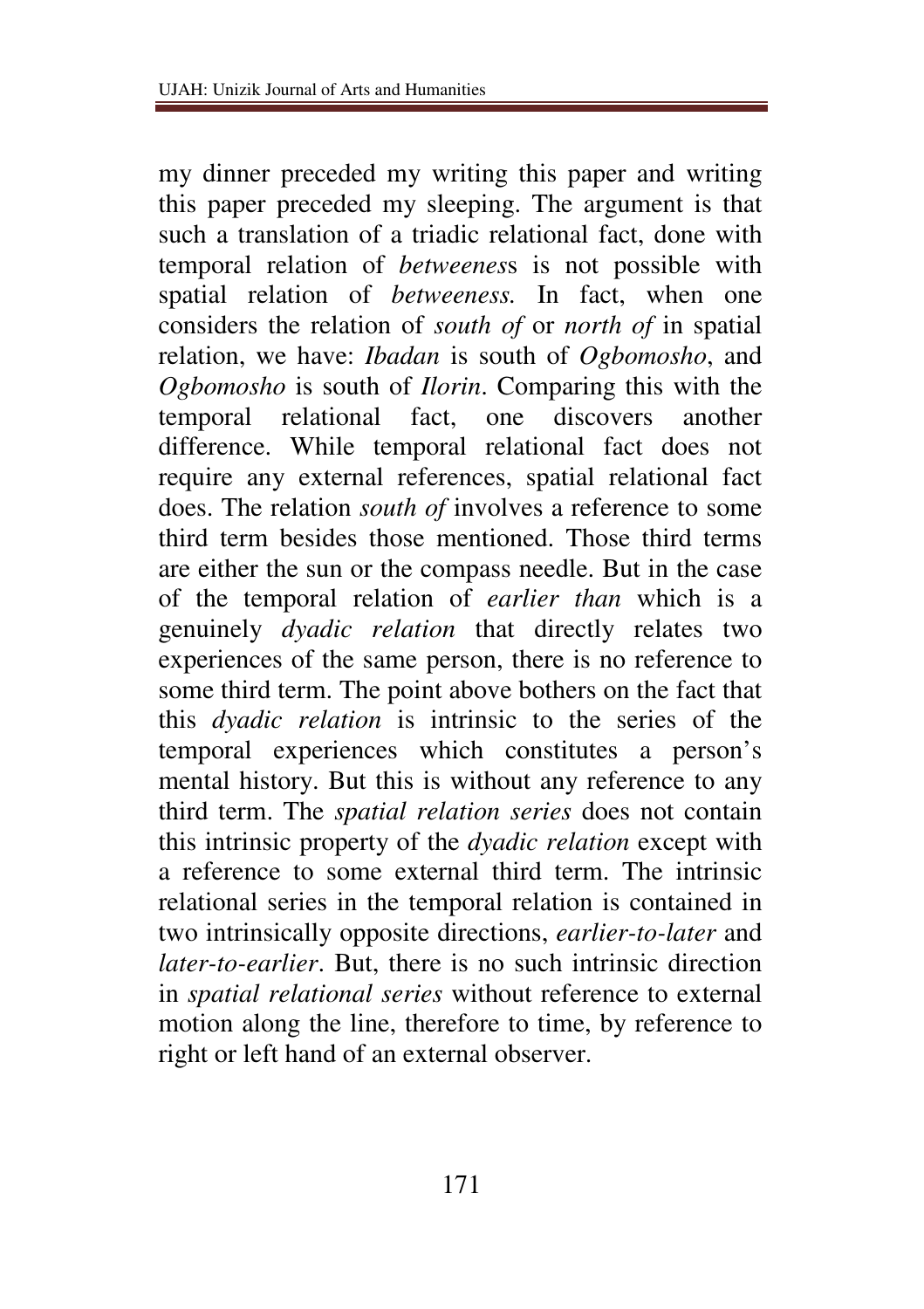my dinner preceded my writing this paper and writing this paper preceded my sleeping. The argument is that such a translation of a triadic relational fact, done with temporal relation of *betweeness* is not possible with spatial relation of *betweeness.* In fact, when one considers the relation of *south of* or *north of* in spatial relation, we have: *Ibadan* is south of *Ogbomosho*, and *Ogbomosho* is south of *Ilorin*. Comparing this with the temporal relational fact, one discovers another difference. While temporal relational fact does not require any external references, spatial relational fact does. The relation *south of* involves a reference to some third term besides those mentioned. Those third terms are either the sun or the compass needle. But in the case of the temporal relation of *earlier than* which is a genuinely *dyadic relation* that directly relates two experiences of the same person, there is no reference to some third term. The point above bothers on the fact that this *dyadic relation* is intrinsic to the series of the temporal experiences which constitutes a person's mental history. But this is without any reference to any third term. The *spatial relation series* does not contain this intrinsic property of the *dyadic relation* except with a reference to some external third term. The intrinsic relational series in the temporal relation is contained in two intrinsically opposite directions, *earlier-to-later* and *later-to-earlier*. But, there is no such intrinsic direction in *spatial relational series* without reference to external motion along the line, therefore to time, by reference to right or left hand of an external observer.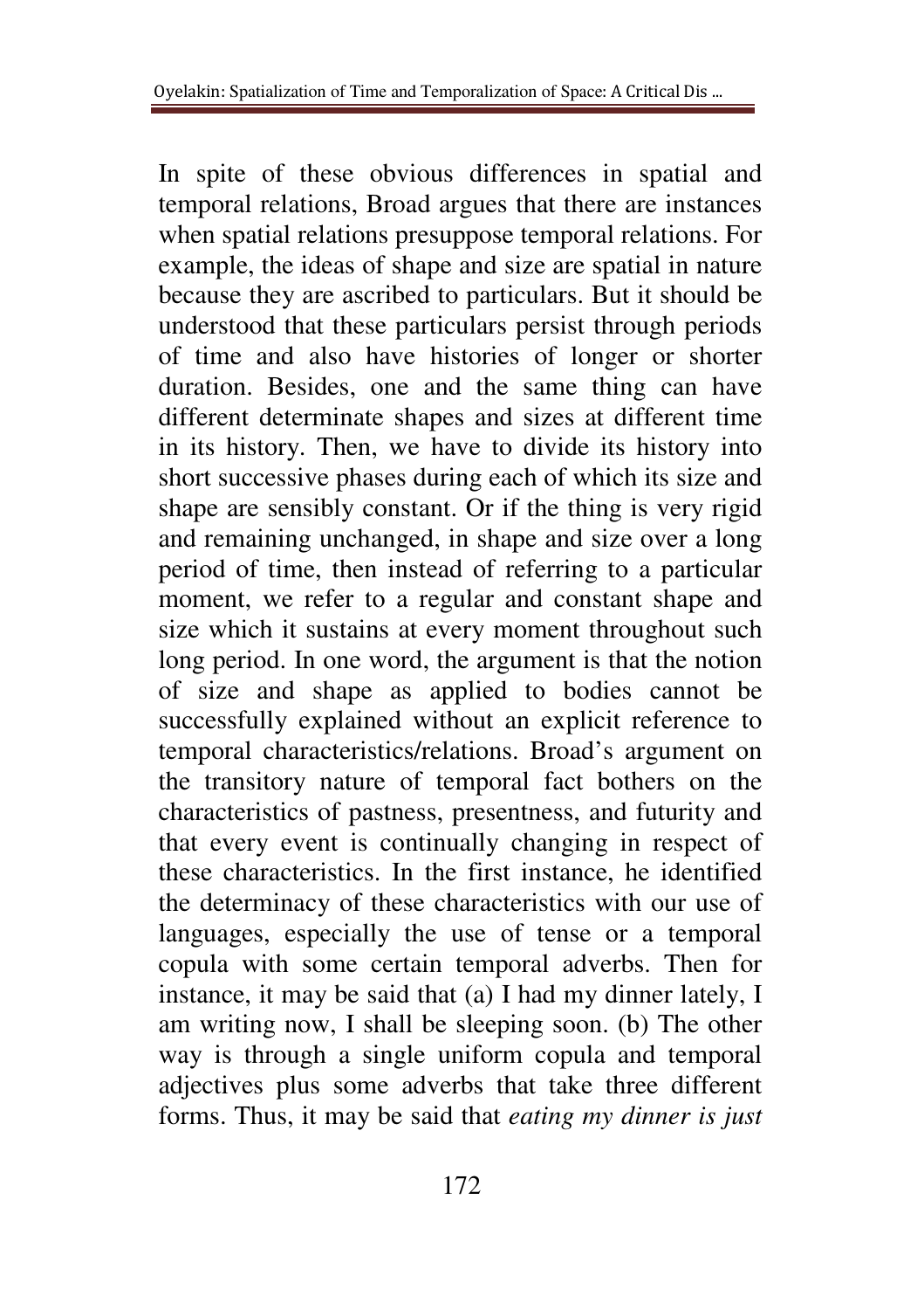In spite of these obvious differences in spatial and temporal relations, Broad argues that there are instances when spatial relations presuppose temporal relations. For example, the ideas of shape and size are spatial in nature because they are ascribed to particulars. But it should be understood that these particulars persist through periods of time and also have histories of longer or shorter duration. Besides, one and the same thing can have different determinate shapes and sizes at different time in its history. Then, we have to divide its history into short successive phases during each of which its size and shape are sensibly constant. Or if the thing is very rigid and remaining unchanged, in shape and size over a long period of time, then instead of referring to a particular moment, we refer to a regular and constant shape and size which it sustains at every moment throughout such long period. In one word, the argument is that the notion of size and shape as applied to bodies cannot be successfully explained without an explicit reference to temporal characteristics/relations. Broad's argument on the transitory nature of temporal fact bothers on the characteristics of pastness, presentness, and futurity and that every event is continually changing in respect of these characteristics. In the first instance, he identified the determinacy of these characteristics with our use of languages, especially the use of tense or a temporal copula with some certain temporal adverbs. Then for instance, it may be said that (a) I had my dinner lately, I am writing now, I shall be sleeping soon. (b) The other way is through a single uniform copula and temporal adjectives plus some adverbs that take three different forms. Thus, it may be said that *eating my dinner is just*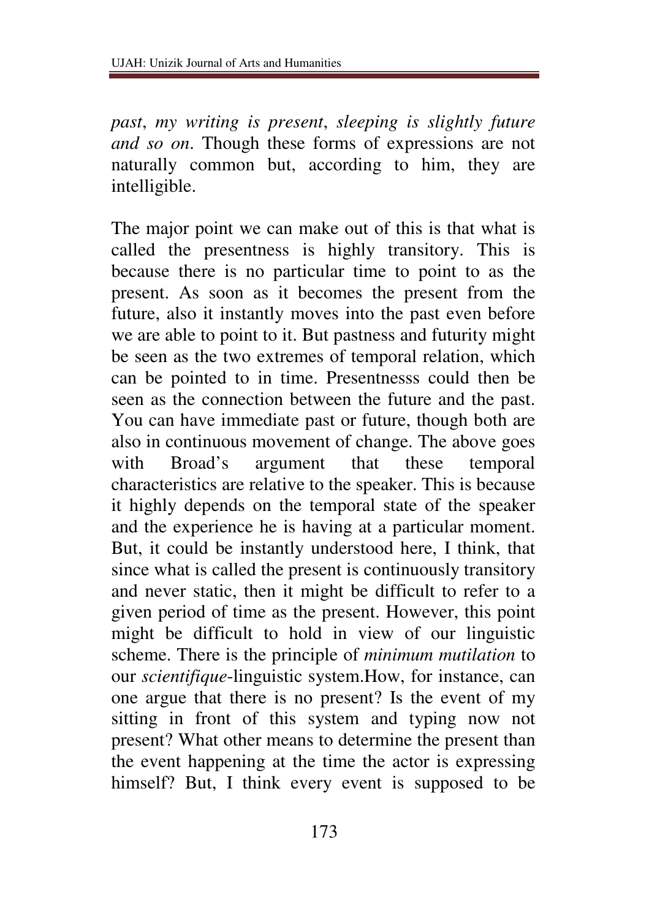*past*, *my writing is present*, *sleeping is slightly future and so on*. Though these forms of expressions are not naturally common but, according to him, they are intelligible.

The major point we can make out of this is that what is called the presentness is highly transitory. This is because there is no particular time to point to as the present. As soon as it becomes the present from the future, also it instantly moves into the past even before we are able to point to it. But pastness and futurity might be seen as the two extremes of temporal relation, which can be pointed to in time. Presentnesss could then be seen as the connection between the future and the past. You can have immediate past or future, though both are also in continuous movement of change. The above goes with Broad's argument that these temporal characteristics are relative to the speaker. This is because it highly depends on the temporal state of the speaker and the experience he is having at a particular moment. But, it could be instantly understood here, I think, that since what is called the present is continuously transitory and never static, then it might be difficult to refer to a given period of time as the present. However, this point might be difficult to hold in view of our linguistic scheme. There is the principle of *minimum mutilation* to our *scientifique*-linguistic system.How, for instance, can one argue that there is no present? Is the event of my sitting in front of this system and typing now not present? What other means to determine the present than the event happening at the time the actor is expressing himself? But, I think every event is supposed to be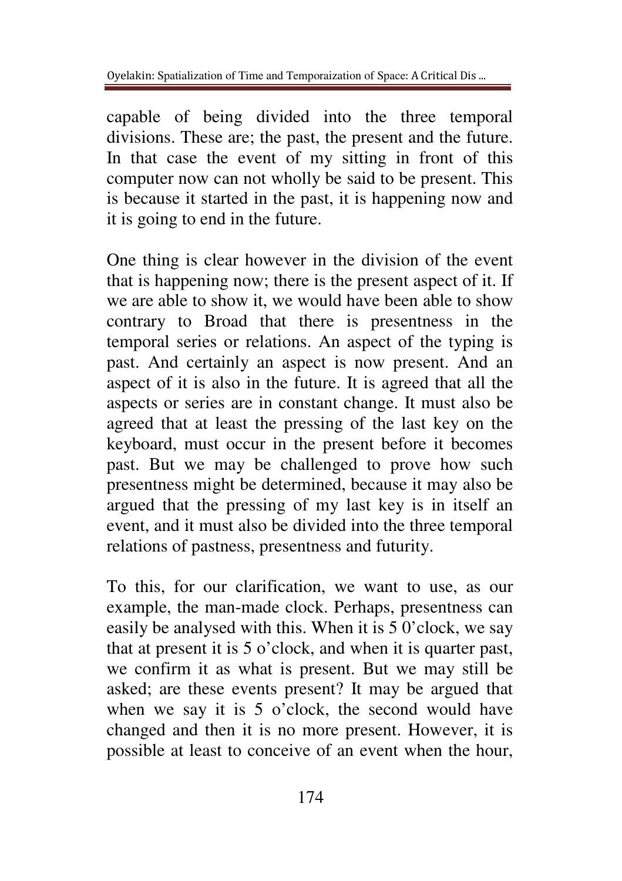capable of being divided into the three temporal divisions. These are; the past, the present and the future. In that case the event of my sitting in front of this computer now can not wholly be said to be present. This is because it started in the past, it is happening now and it is going to end in the future.

One thing is clear however in the division of the event that is happening now; there is the present aspect of it. If we are able to show it, we would have been able to show contrary to Broad that there is presentness in the temporal series or relations. An aspect of the typing is past. And certainly an aspect is now present. And an aspect of it is also in the future. It is agreed that all the aspects or series are in constant change. It must also be agreed that at least the pressing of the last key on the keyboard, must occur in the present before it becomes past. But we may be challenged to prove how such presentness might be determined, because it may also be argued that the pressing of my last key is in itself an event, and it must also be divided into the three temporal relations of pastness, presentness and futurity.

To this, for our clarification, we want to use, as our example, the man-made clock. Perhaps, presentness can easily be analysed with this. When it is 5 0'clock, we say that at present it is 5 o'clock, and when it is quarter past, we confirm it as what is present. But we may still be asked; are these events present? It may be argued that when we say it is 5 o'clock, the second would have changed and then it is no more present. However, it is possible at least to conceive of an event when the hour,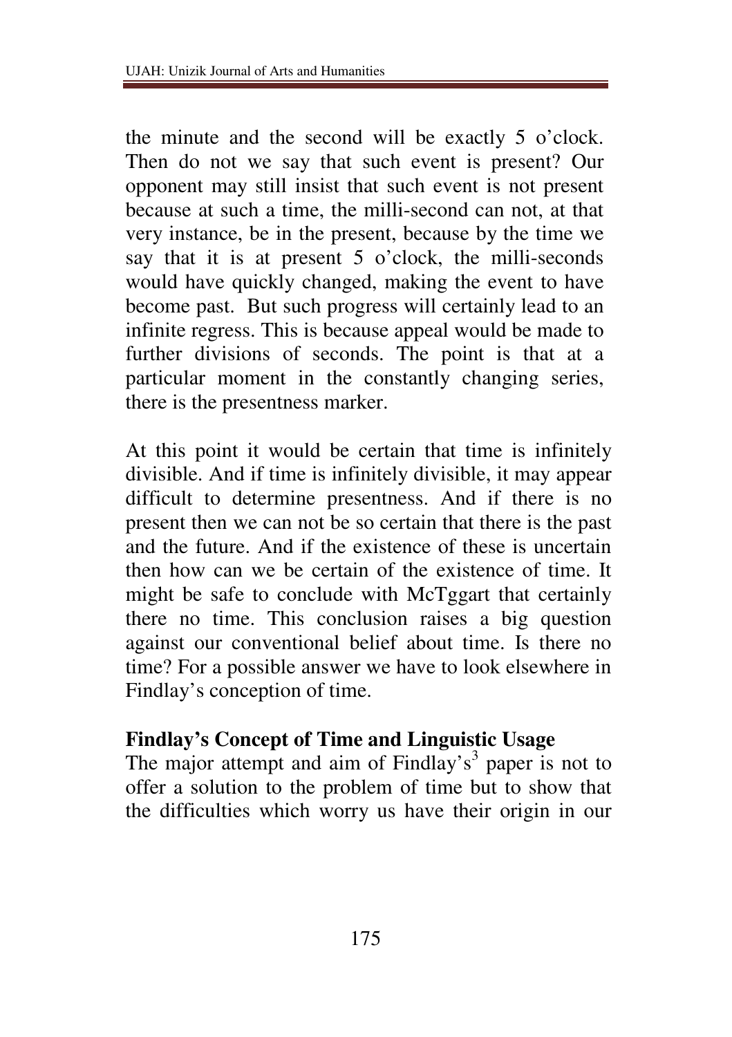the minute and the second will be exactly 5 o'clock. Then do not we say that such event is present? Our opponent may still insist that such event is not present because at such a time, the milli-second can not, at that very instance, be in the present, because by the time we say that it is at present 5 o'clock, the milli-seconds would have quickly changed, making the event to have become past. But such progress will certainly lead to an infinite regress. This is because appeal would be made to further divisions of seconds. The point is that at a particular moment in the constantly changing series, there is the presentness marker.

At this point it would be certain that time is infinitely divisible. And if time is infinitely divisible, it may appear difficult to determine presentness. And if there is no present then we can not be so certain that there is the past and the future. And if the existence of these is uncertain then how can we be certain of the existence of time. It might be safe to conclude with McTggart that certainly there no time. This conclusion raises a big question against our conventional belief about time. Is there no time? For a possible answer we have to look elsewhere in Findlay's conception of time.

## Findlay's Concept of Time and Linguistic Usage

The major attempt and aim of Findlay's[3] paper is not to offer a solution to the problem of time but to show that the difficulties which worry us have their origin in our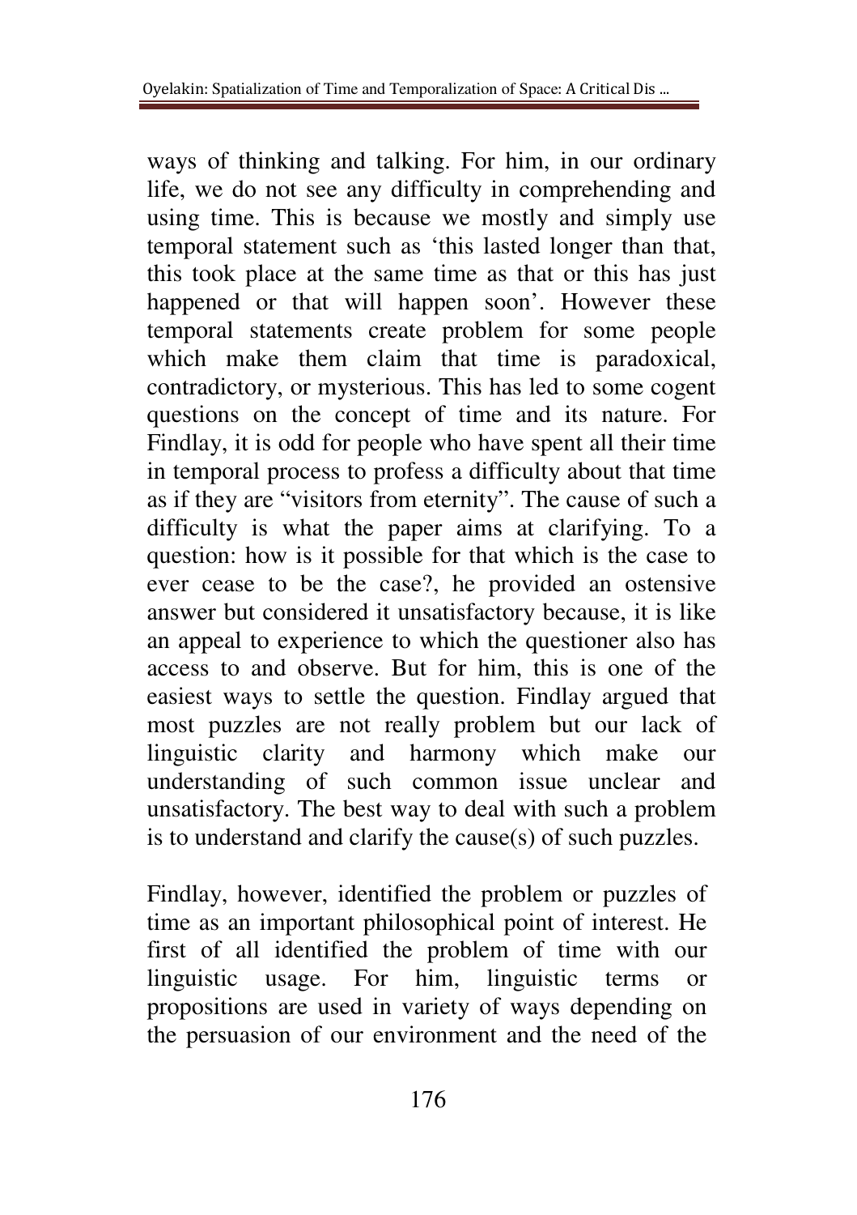ways of thinking and talking. For him, in our ordinary life, we do not see any difficulty in comprehending and using time. This is because we mostly and simply use temporal statement such as 'this lasted longer than that, this took place at the same time as that or this has just happened or that will happen soon'. However these temporal statements create problem for some people which make them claim that time is paradoxical, contradictory, or mysterious. This has led to some cogent questions on the concept of time and its nature. For Findlay, it is odd for people who have spent all their time in temporal process to profess a difficulty about that time as if they are "visitors from eternity". The cause of such a difficulty is what the paper aims at clarifying. To a question: how is it possible for that which is the case to ever cease to be the case?, he provided an ostensive answer but considered it unsatisfactory because, it is like an appeal to experience to which the questioner also has access to and observe. But for him, this is one of the easiest ways to settle the question. Findlay argued that most puzzles are not really problem but our lack of linguistic clarity and harmony which make our understanding of such common issue unclear and unsatisfactory. The best way to deal with such a problem is to understand and clarify the cause(s) of such puzzles.

Findlay, however, identified the problem or puzzles of time as an important philosophical point of interest. He first of all identified the problem of time with our linguistic usage. For him, linguistic terms or propositions are used in variety of ways depending on the persuasion of our environment and the need of the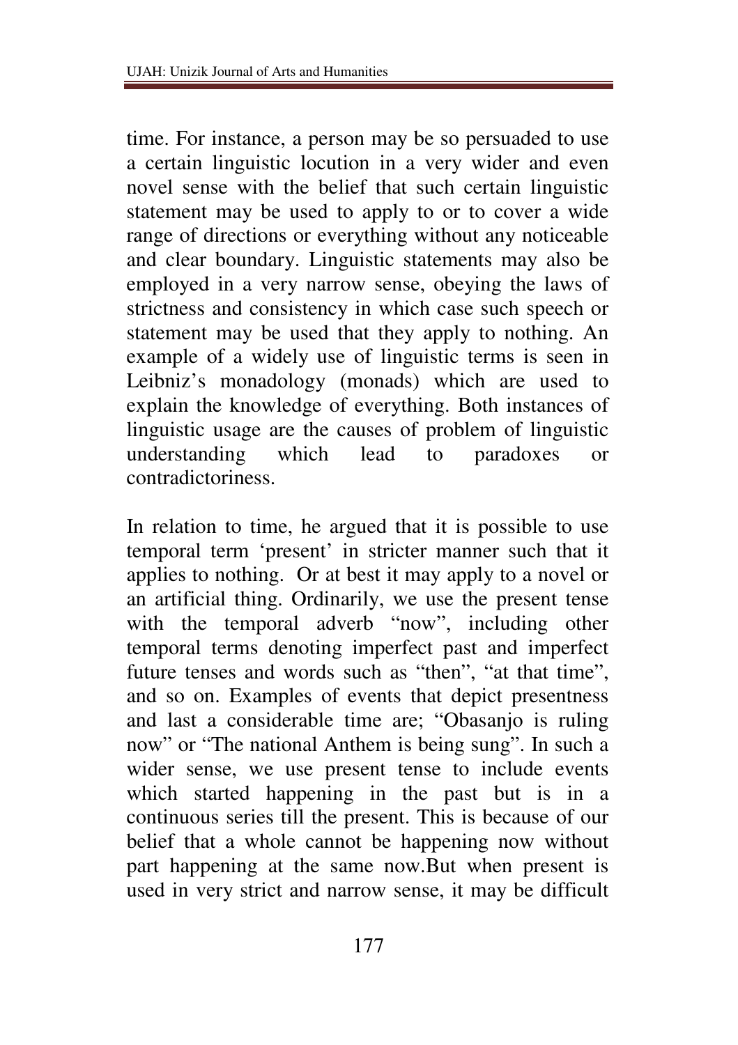time. For instance, a person may be so persuaded to use a certain linguistic locution in a very wider and even novel sense with the belief that such certain linguistic statement may be used to apply to or to cover a wide range of directions or everything without any noticeable and clear boundary. Linguistic statements may also be employed in a very narrow sense, obeying the laws of strictness and consistency in which case such speech or statement may be used that they apply to nothing. An example of a widely use of linguistic terms is seen in Leibniz's monadology (monads) which are used to explain the knowledge of everything. Both instances of linguistic usage are the causes of problem of linguistic understanding which lead to paradoxes or contradictoriness.

In relation to time, he argued that it is possible to use temporal term 'present' in stricter manner such that it applies to nothing. Or at best it may apply to a novel or an artificial thing. Ordinarily, we use the present tense with the temporal adverb "now", including other temporal terms denoting imperfect past and imperfect future tenses and words such as "then", "at that time", and so on. Examples of events that depict presentness and last a considerable time are; "Obasanjo is ruling now" or "The national Anthem is being sung". In such a wider sense, we use present tense to include events which started happening in the past but is in a continuous series till the present. This is because of our belief that a whole cannot be happening now without part happening at the same now.But when present is used in very strict and narrow sense, it may be difficult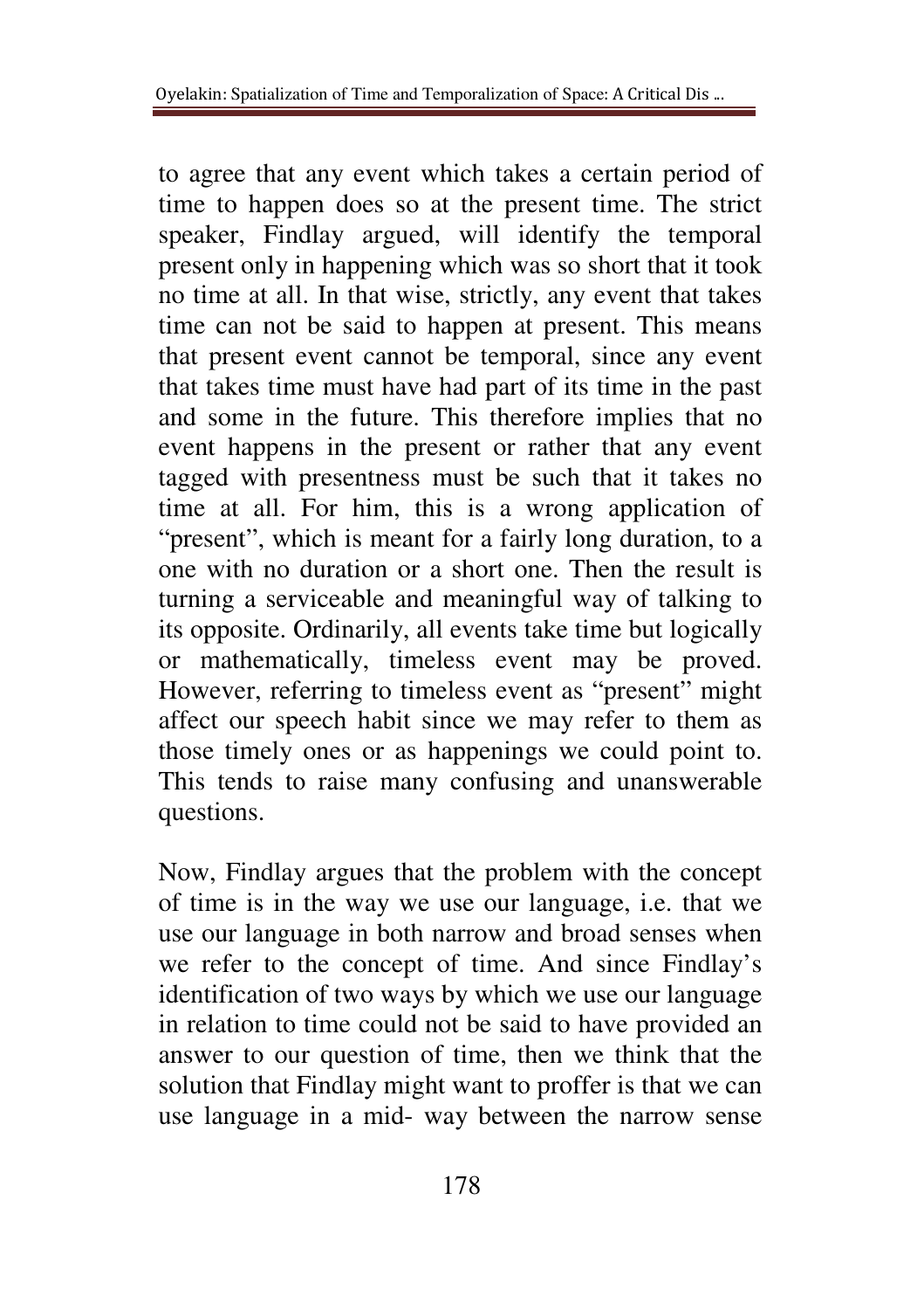to agree that any event which takes a certain period of time to happen does so at the present time. The strict speaker, Findlay argued, will identify the temporal present only in happening which was so short that it took no time at all. In that wise, strictly, any event that takes time can not be said to happen at present. This means that present event cannot be temporal, since any event that takes time must have had part of its time in the past and some in the future. This therefore implies that no event happens in the present or rather that any event tagged with presentness must be such that it takes no time at all. For him, this is a wrong application of "present", which is meant for a fairly long duration, to a one with no duration or a short one. Then the result is turning a serviceable and meaningful way of talking to its opposite. Ordinarily, all events take time but logically or mathematically, timeless event may be proved. However, referring to timeless event as "present" might affect our speech habit since we may refer to them as those timely ones or as happenings we could point to. This tends to raise many confusing and unanswerable questions.

Now, Findlay argues that the problem with the concept of time is in the way we use our language, i.e. that we use our language in both narrow and broad senses when we refer to the concept of time. And since Findlay's identification of two ways by which we use our language in relation to time could not be said to have provided an answer to our question of time, then we think that the solution that Findlay might want to proffer is that we can use language in a mid- way between the narrow sense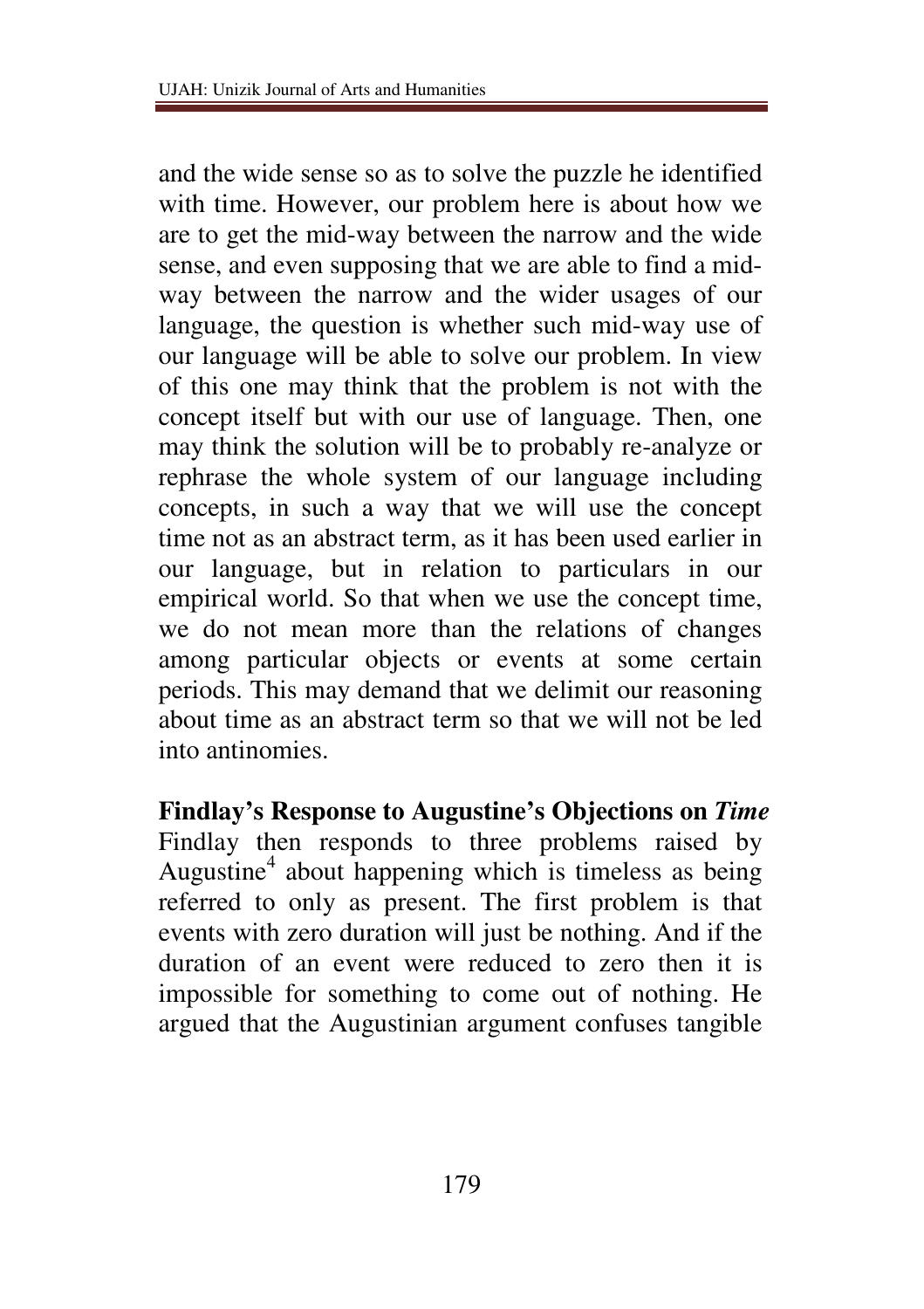and the wide sense so as to solve the puzzle he identified with time. However, our problem here is about how we are to get the mid-way between the narrow and the wide sense, and even supposing that we are able to find a mid-way between the narrow and the wider usages of our language, the question is whether such mid-way use of our language will be able to solve our problem. In view of this one may think that the problem is not with the concept itself but with our use of language. Then, one may think the solution will be to probably re-analyze or rephrase the whole system of our language including concepts, in such a way that we will use the concept time not as an abstract term, as it has been used earlier in our language, but in relation to particulars in our empirical world. So that when we use the concept time, we do not mean more than the relations of changes among particular objects or events at some certain periods. This may demand that we delimit our reasoning about time as an abstract term so that we will not be led into antinomies.

**Findlay's Response to Augustine's Objections on *Time***

Findlay then responds to three problems raised by Augustine[4] about happening which is timeless as being referred to only as present. The first problem is that events with zero duration will just be nothing. And if the duration of an event were reduced to zero then it is impossible for something to come out of nothing. He argued that the Augustinian argument confuses tangible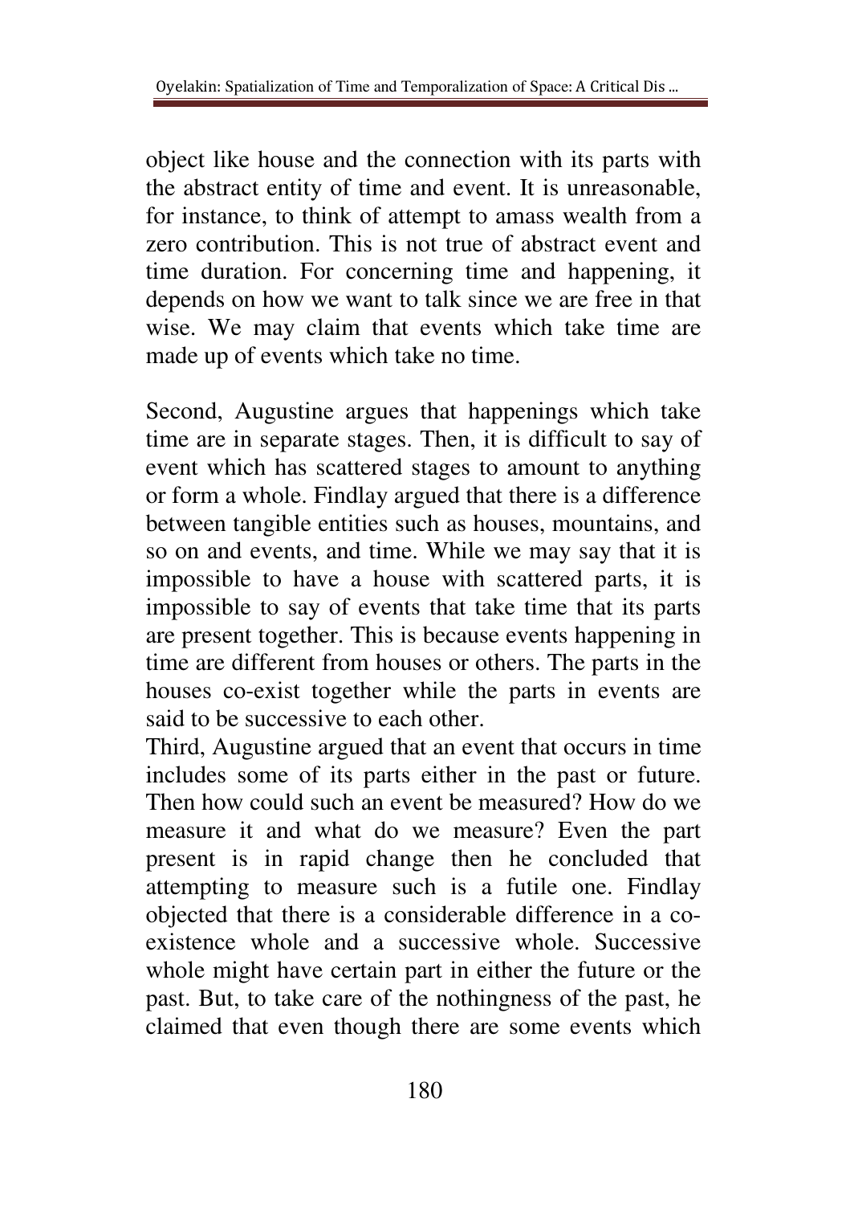object like house and the connection with its parts with the abstract entity of time and event. It is unreasonable, for instance, to think of attempt to amass wealth from a zero contribution. This is not true of abstract event and time duration. For concerning time and happening, it depends on how we want to talk since we are free in that wise. We may claim that events which take time are made up of events which take no time.

Second, Augustine argues that happenings which take time are in separate stages. Then, it is difficult to say of event which has scattered stages to amount to anything or form a whole. Findlay argued that there is a difference between tangible entities such as houses, mountains, and so on and events, and time. While we may say that it is impossible to have a house with scattered parts, it is impossible to say of events that take time that its parts are present together. This is because events happening in time are different from houses or others. The parts in the houses co-exist together while the parts in events are said to be successive to each other.

Third, Augustine argued that an event that occurs in time includes some of its parts either in the past or future. Then how could such an event be measured? How do we measure it and what do we measure? Even the part present is in rapid change then he concluded that attempting to measure such is a futile one. Findlay objected that there is a considerable difference in a co-existence whole and a successive whole. Successive whole might have certain part in either the future or the past. But, to take care of the nothingness of the past, he claimed that even though there are some events which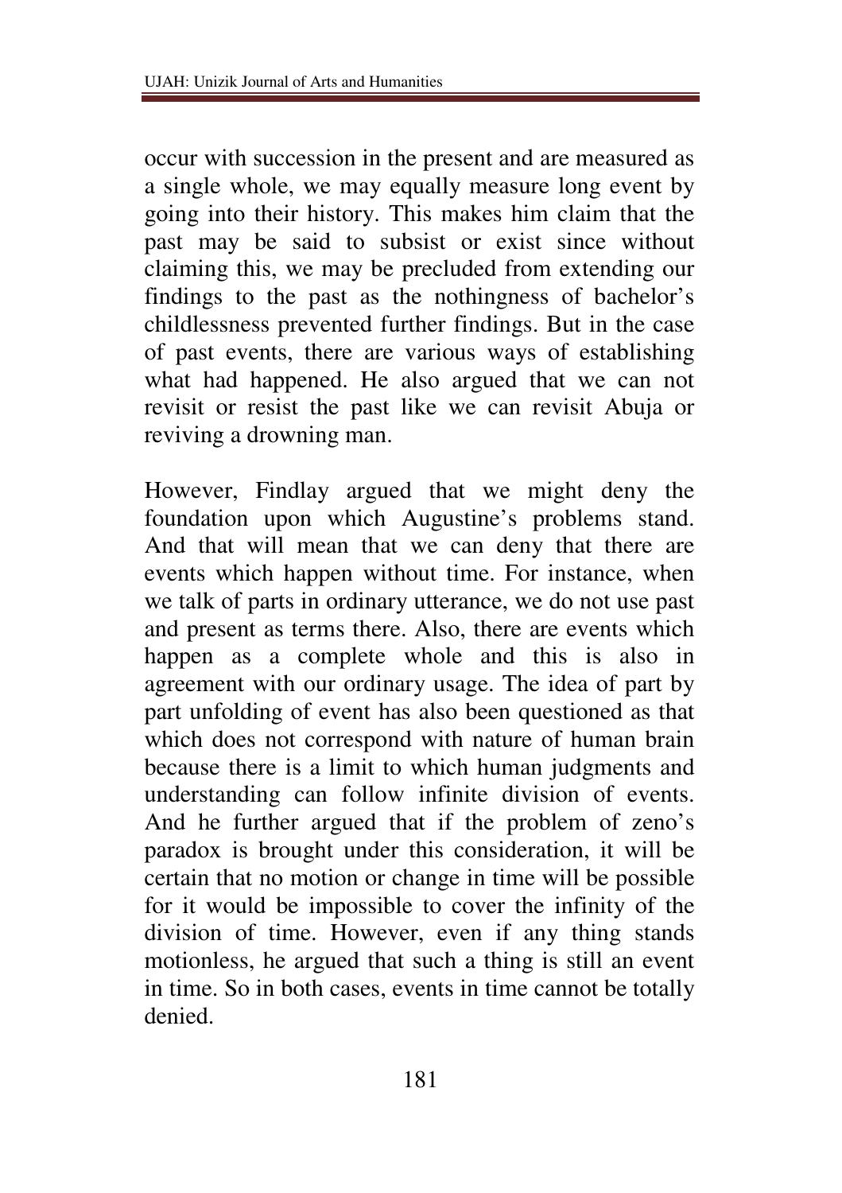occur with succession in the present and are measured as a single whole, we may equally measure long event by going into their history. This makes him claim that the past may be said to subsist or exist since without claiming this, we may be precluded from extending our findings to the past as the nothingness of bachelor's childlessness prevented further findings. But in the case of past events, there are various ways of establishing what had happened. He also argued that we can not revisit or resist the past like we can revisit Abuja or reviving a drowning man.

However, Findlay argued that we might deny the foundation upon which Augustine's problems stand. And that will mean that we can deny that there are events which happen without time. For instance, when we talk of parts in ordinary utterance, we do not use past and present as terms there. Also, there are events which happen as a complete whole and this is also in agreement with our ordinary usage. The idea of part by part unfolding of event has also been questioned as that which does not correspond with nature of human brain because there is a limit to which human judgments and understanding can follow infinite division of events. And he further argued that if the problem of zeno's paradox is brought under this consideration, it will be certain that no motion or change in time will be possible for it would be impossible to cover the infinity of the division of time. However, even if any thing stands motionless, he argued that such a thing is still an event in time. So in both cases, events in time cannot be totally denied.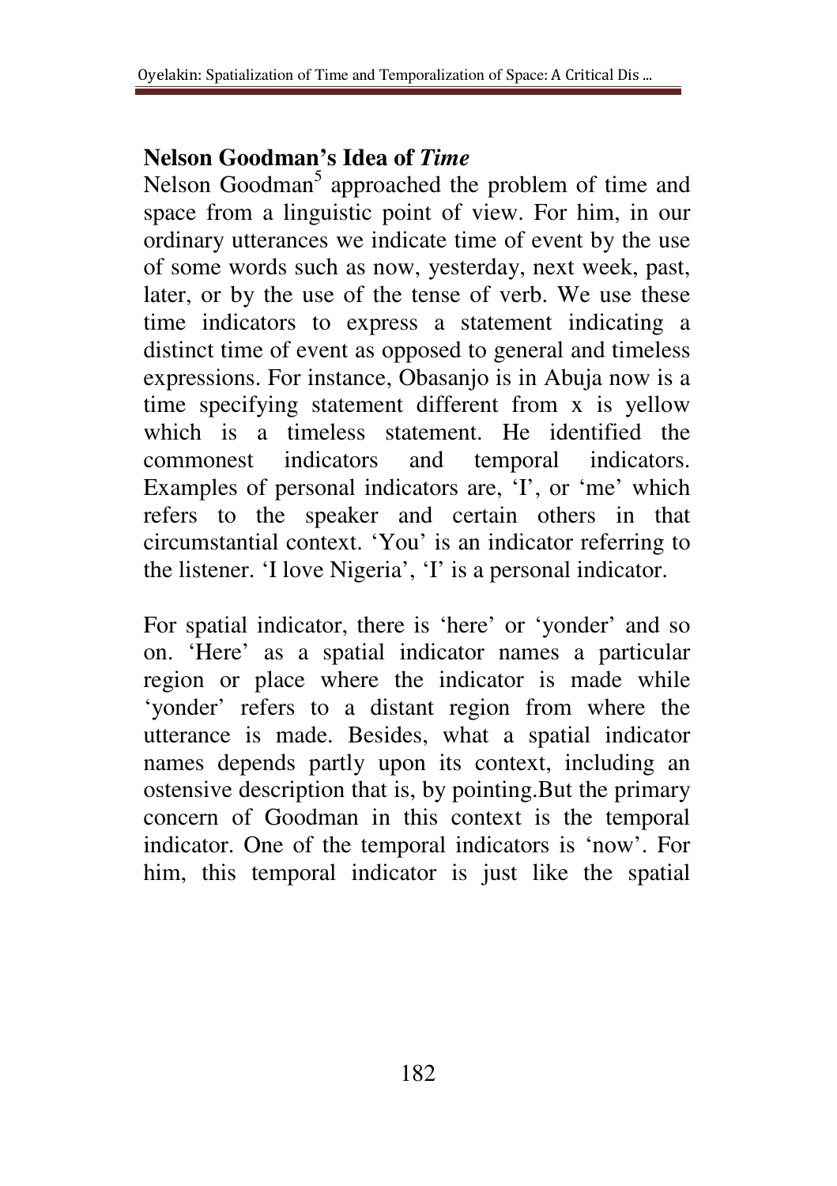## Nelson Goodman's Idea of *Time*

Nelson Goodman[5] approached the problem of time and space from a linguistic point of view. For him, in our ordinary utterances we indicate time of event by the use of some words such as now, yesterday, next week, past, later, or by the use of the tense of verb. We use these time indicators to express a statement indicating a distinct time of event as opposed to general and timeless expressions. For instance, Obasanjo is in Abuja now is a time specifying statement different from x is yellow which is a timeless statement. He identified the commonest indicators and temporal indicators. Examples of personal indicators are, 'I', or 'me' which refers to the speaker and certain others in that circumstantial context. 'You' is an indicator referring to the listener. 'I love Nigeria', 'I' is a personal indicator.

For spatial indicator, there is 'here' or 'yonder' and so on. 'Here' as a spatial indicator names a particular region or place where the indicator is made while 'yonder' refers to a distant region from where the utterance is made. Besides, what a spatial indicator names depends partly upon its context, including an ostensive description that is, by pointing.But the primary concern of Goodman in this context is the temporal indicator. One of the temporal indicators is 'now'. For him, this temporal indicator is just like the spatial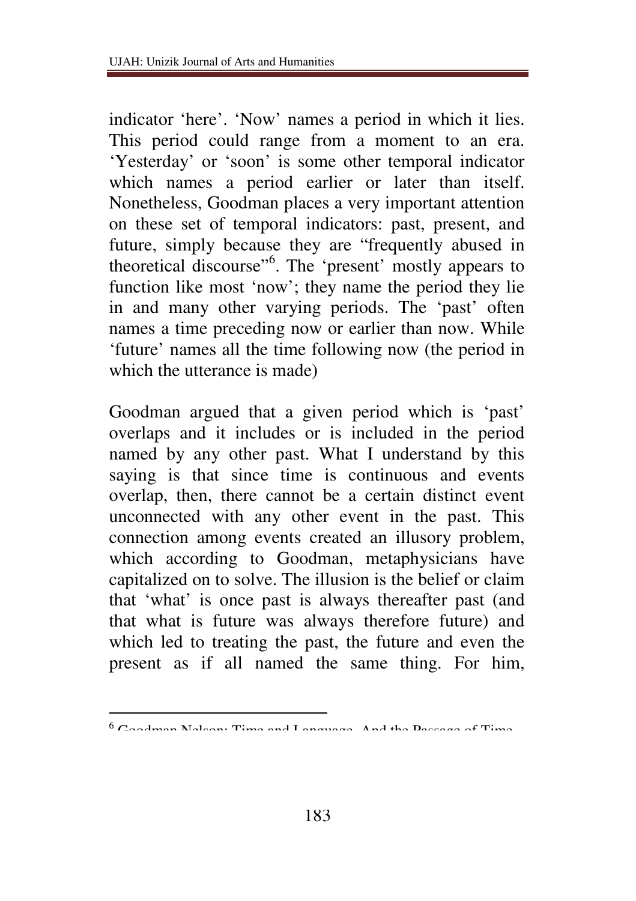indicator 'here'. 'Now' names a period in which it lies. This period could range from a moment to an era. 'Yesterday' or 'soon' is some other temporal indicator which names a period earlier or later than itself. Nonetheless, Goodman places a very important attention on these set of temporal indicators: past, present, and future, simply because they are "frequently abused in theoretical discourse"[6]. The 'present' mostly appears to function like most 'now'; they name the period they lie in and many other varying periods. The 'past' often names a time preceding now or earlier than now. While 'future' names all the time following now (the period in which the utterance is made)

Goodman argued that a given period which is 'past' overlaps and it includes or is included in the period named by any other past. What I understand by this saying is that since time is continuous and events overlap, then, there cannot be a certain distinct event unconnected with any other event in the past. This connection among events created an illusory problem, which according to Goodman, metaphysicians have capitalized on to solve. The illusion is the belief or claim that 'what' is once past is always thereafter past (and that what is future was always therefore future) and which led to treating the past, the future and even the present as if all named the same thing. For him,

---

[6] Goodman Nelson: Time and Language, And the Passage of Time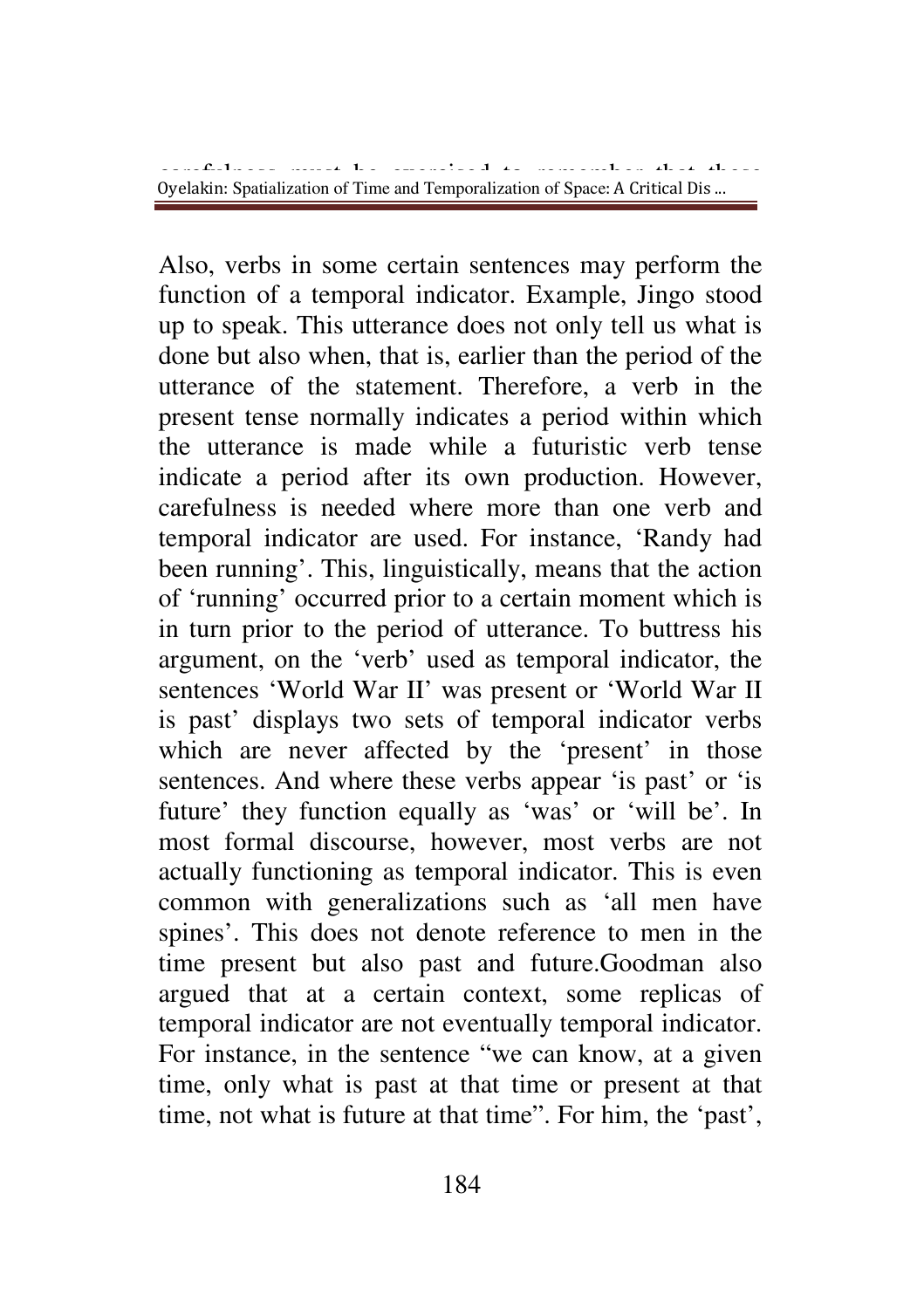Also, verbs in some certain sentences may perform the function of a temporal indicator. Example, Jingo stood up to speak. This utterance does not only tell us what is done but also when, that is, earlier than the period of the utterance of the statement. Therefore, a verb in the present tense normally indicates a period within which the utterance is made while a futuristic verb tense indicate a period after its own production. However, carefulness is needed where more than one verb and temporal indicator are used. For instance, 'Randy had been running'. This, linguistically, means that the action of 'running' occurred prior to a certain moment which is in turn prior to the period of utterance. To buttress his argument, on the 'verb' used as temporal indicator, the sentences 'World War II' was present or 'World War II is past' displays two sets of temporal indicator verbs which are never affected by the 'present' in those sentences. And where these verbs appear 'is past' or 'is future' they function equally as 'was' or 'will be'. In most formal discourse, however, most verbs are not actually functioning as temporal indicator. This is even common with generalizations such as 'all men have spines'. This does not denote reference to men in the time present but also past and future.Goodman also argued that at a certain context, some replicas of temporal indicator are not eventually temporal indicator. For instance, in the sentence "we can know, at a given time, only what is past at that time or present at that time, not what is future at that time". For him, the 'past',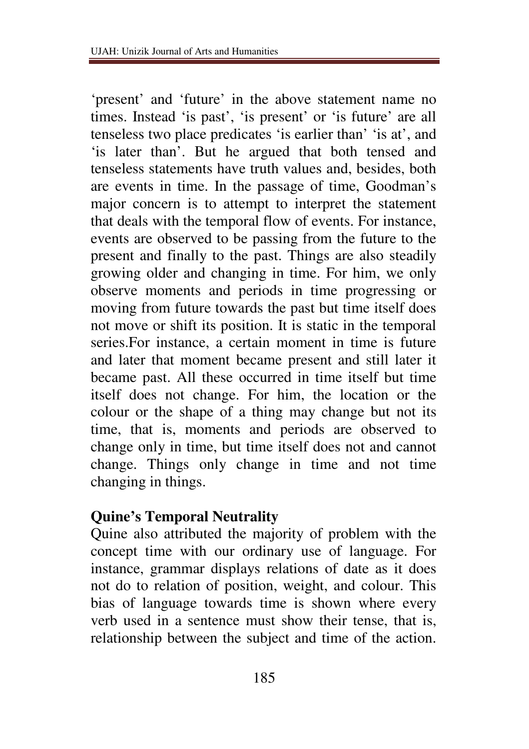'present' and 'future' in the above statement name no times. Instead 'is past', 'is present' or 'is future' are all tenseless two place predicates 'is earlier than' 'is at', and 'is later than'. But he argued that both tensed and tenseless statements have truth values and, besides, both are events in time. In the passage of time, Goodman's major concern is to attempt to interpret the statement that deals with the temporal flow of events. For instance, events are observed to be passing from the future to the present and finally to the past. Things are also steadily growing older and changing in time. For him, we only observe moments and periods in time progressing or moving from future towards the past but time itself does not move or shift its position. It is static in the temporal series.For instance, a certain moment in time is future and later that moment became present and still later it became past. All these occurred in time itself but time itself does not change. For him, the location or the colour or the shape of a thing may change but not its time, that is, moments and periods are observed to change only in time, but time itself does not and cannot change. Things only change in time and not time changing in things.

**Quine's Temporal Neutrality**

Quine also attributed the majority of problem with the concept time with our ordinary use of language. For instance, grammar displays relations of date as it does not do to relation of position, weight, and colour. This bias of language towards time is shown where every verb used in a sentence must show their tense, that is, relationship between the subject and time of the action.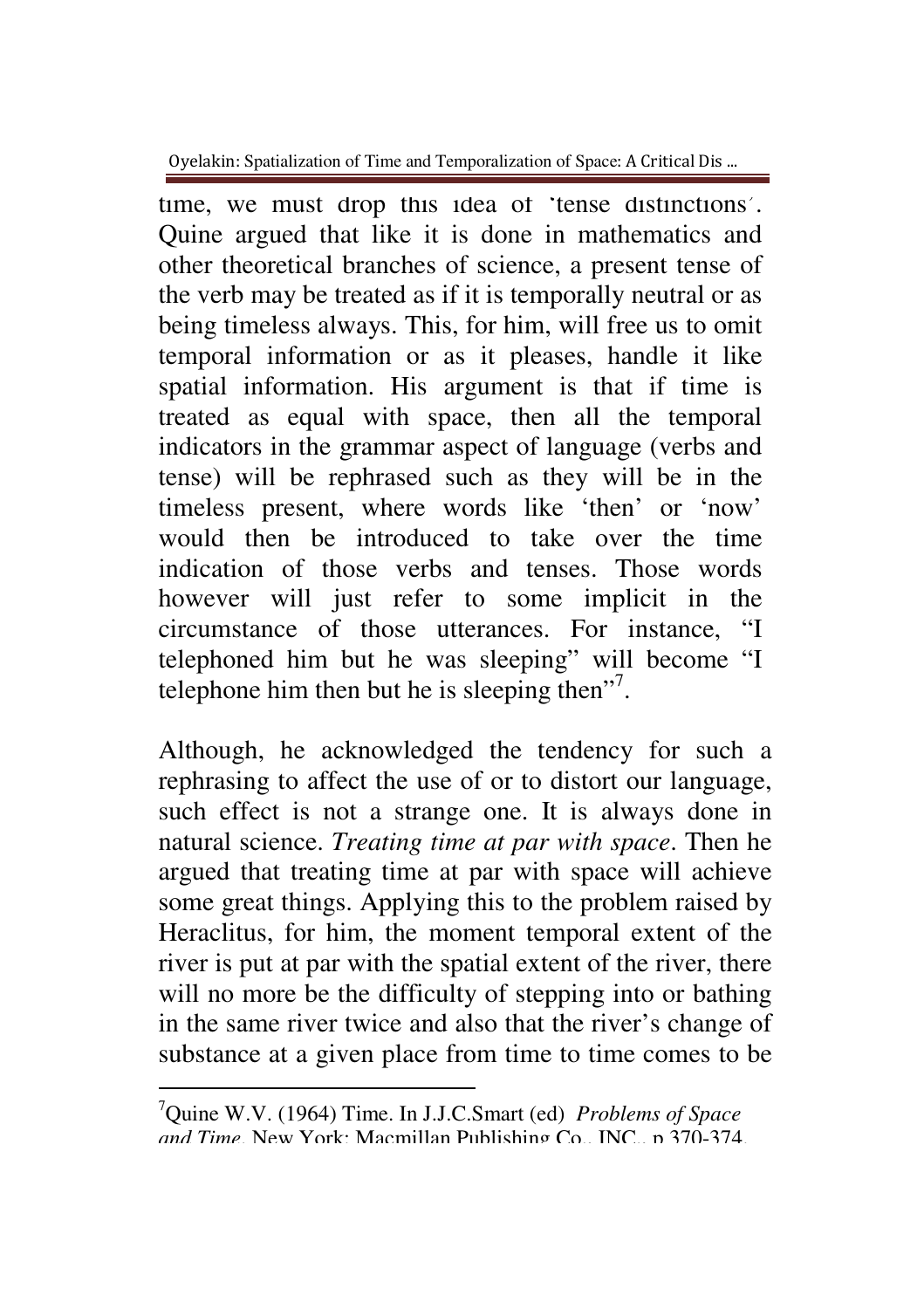time, we must drop this idea of 'tense distinctions'. Quine argued that like it is done in mathematics and other theoretical branches of science, a present tense of the verb may be treated as if it is temporally neutral or as being timeless always. This, for him, will free us to omit temporal information or as it pleases, handle it like spatial information. His argument is that if time is treated as equal with space, then all the temporal indicators in the grammar aspect of language (verbs and tense) will be rephrased such as they will be in the timeless present, where words like 'then' or 'now' would then be introduced to take over the time indication of those verbs and tenses. Those words however will just refer to some implicit in the circumstance of those utterances. For instance, "I telephoned him but he was sleeping" will become "I telephone him then but he is sleeping then"[7].

Although, he acknowledged the tendency for such a rephrasing to affect the use of or to distort our language, such effect is not a strange one. It is always done in natural science. *Treating time at par with space*. Then he argued that treating time at par with space will achieve some great things. Applying this to the problem raised by Heraclitus, for him, the moment temporal extent of the river is put at par with the spatial extent of the river, there will no more be the difficulty of stepping into or bathing in the same river twice and also that the river's change of substance at a given place from time to time comes to be

---

[7]Quine W.V. (1964) Time. In J.J.C.Smart (ed) *Problems of Space and Time*. New York: Macmillan Publishing Co., INC., p 370-374.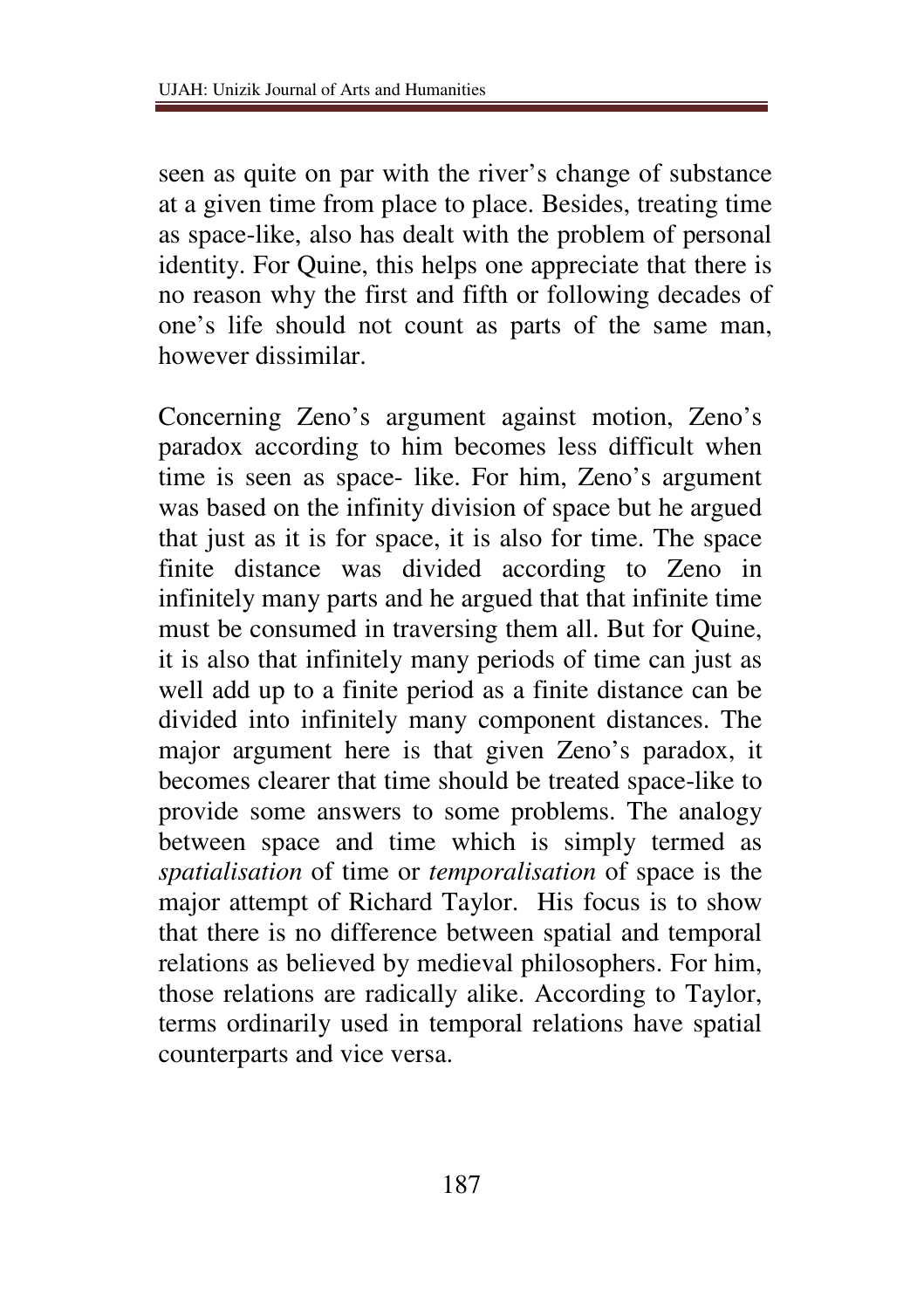seen as quite on par with the river's change of substance at a given time from place to place. Besides, treating time as space-like, also has dealt with the problem of personal identity. For Quine, this helps one appreciate that there is no reason why the first and fifth or following decades of one's life should not count as parts of the same man, however dissimilar.

Concerning Zeno's argument against motion, Zeno's paradox according to him becomes less difficult when time is seen as space- like. For him, Zeno's argument was based on the infinity division of space but he argued that just as it is for space, it is also for time. The space finite distance was divided according to Zeno in infinitely many parts and he argued that that infinite time must be consumed in traversing them all. But for Quine, it is also that infinitely many periods of time can just as well add up to a finite period as a finite distance can be divided into infinitely many component distances. The major argument here is that given Zeno's paradox, it becomes clearer that time should be treated space-like to provide some answers to some problems. The analogy between space and time which is simply termed as *spatialisation* of time or *temporalisation* of space is the major attempt of Richard Taylor. His focus is to show that there is no difference between spatial and temporal relations as believed by medieval philosophers. For him, those relations are radically alike. According to Taylor, terms ordinarily used in temporal relations have spatial counterparts and vice versa.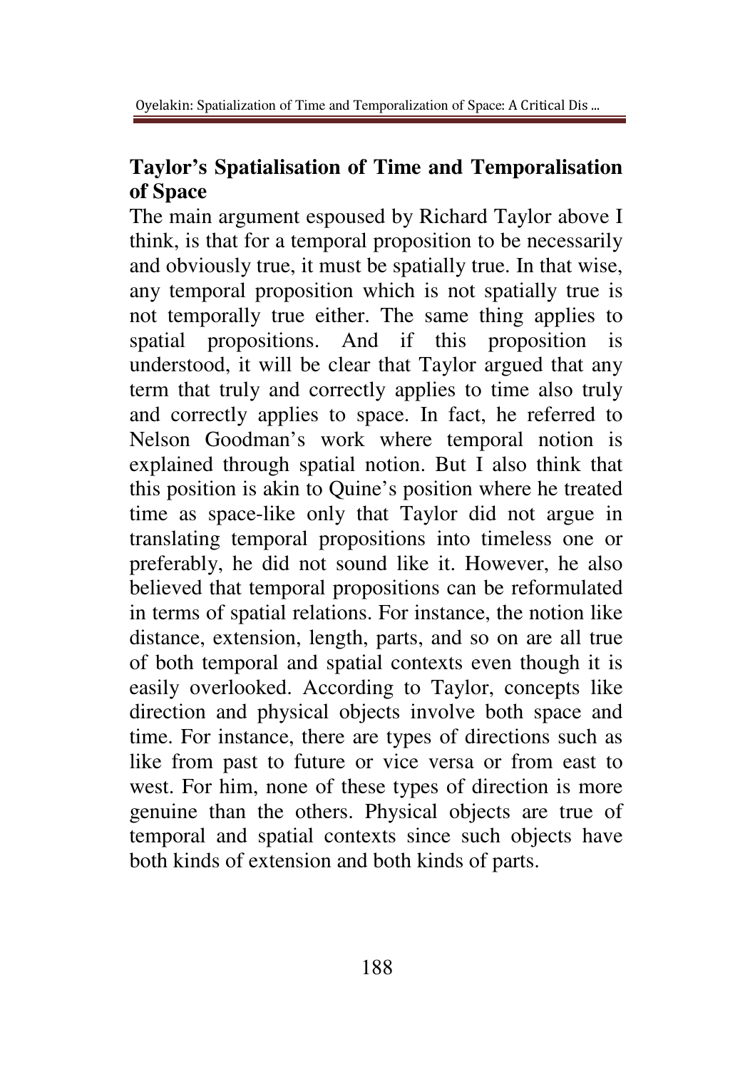## Taylor's Spatialisation of Time and Temporalisation of Space

The main argument espoused by Richard Taylor above I think, is that for a temporal proposition to be necessarily and obviously true, it must be spatially true. In that wise, any temporal proposition which is not spatially true is not temporally true either. The same thing applies to spatial propositions. And if this proposition is understood, it will be clear that Taylor argued that any term that truly and correctly applies to time also truly and correctly applies to space. In fact, he referred to Nelson Goodman's work where temporal notion is explained through spatial notion. But I also think that this position is akin to Quine's position where he treated time as space-like only that Taylor did not argue in translating temporal propositions into timeless one or preferably, he did not sound like it. However, he also believed that temporal propositions can be reformulated in terms of spatial relations. For instance, the notion like distance, extension, length, parts, and so on are all true of both temporal and spatial contexts even though it is easily overlooked. According to Taylor, concepts like direction and physical objects involve both space and time. For instance, there are types of directions such as like from past to future or vice versa or from east to west. For him, none of these types of direction is more genuine than the others. Physical objects are true of temporal and spatial contexts since such objects have both kinds of extension and both kinds of parts.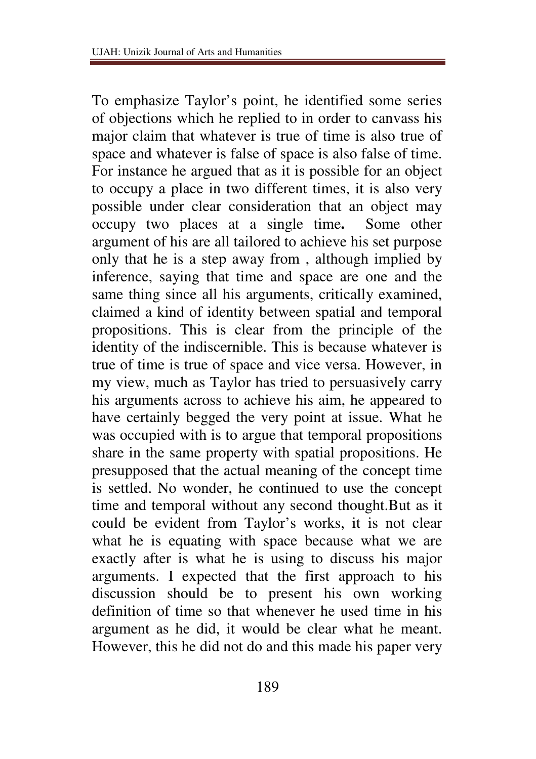To emphasize Taylor's point, he identified some series of objections which he replied to in order to canvass his major claim that whatever is true of time is also true of space and whatever is false of space is also false of time. For instance he argued that as it is possible for an object to occupy a place in two different times, it is also very possible under clear consideration that an object may occupy two places at a single time**.** Some other argument of his are all tailored to achieve his set purpose only that he is a step away from , although implied by inference, saying that time and space are one and the same thing since all his arguments, critically examined, claimed a kind of identity between spatial and temporal propositions. This is clear from the principle of the identity of the indiscernible. This is because whatever is true of time is true of space and vice versa. However, in my view, much as Taylor has tried to persuasively carry his arguments across to achieve his aim, he appeared to have certainly begged the very point at issue. What he was occupied with is to argue that temporal propositions share in the same property with spatial propositions. He presupposed that the actual meaning of the concept time is settled. No wonder, he continued to use the concept time and temporal without any second thought.But as it could be evident from Taylor's works, it is not clear what he is equating with space because what we are exactly after is what he is using to discuss his major arguments. I expected that the first approach to his discussion should be to present his own working definition of time so that whenever he used time in his argument as he did, it would be clear what he meant. However, this he did not do and this made his paper very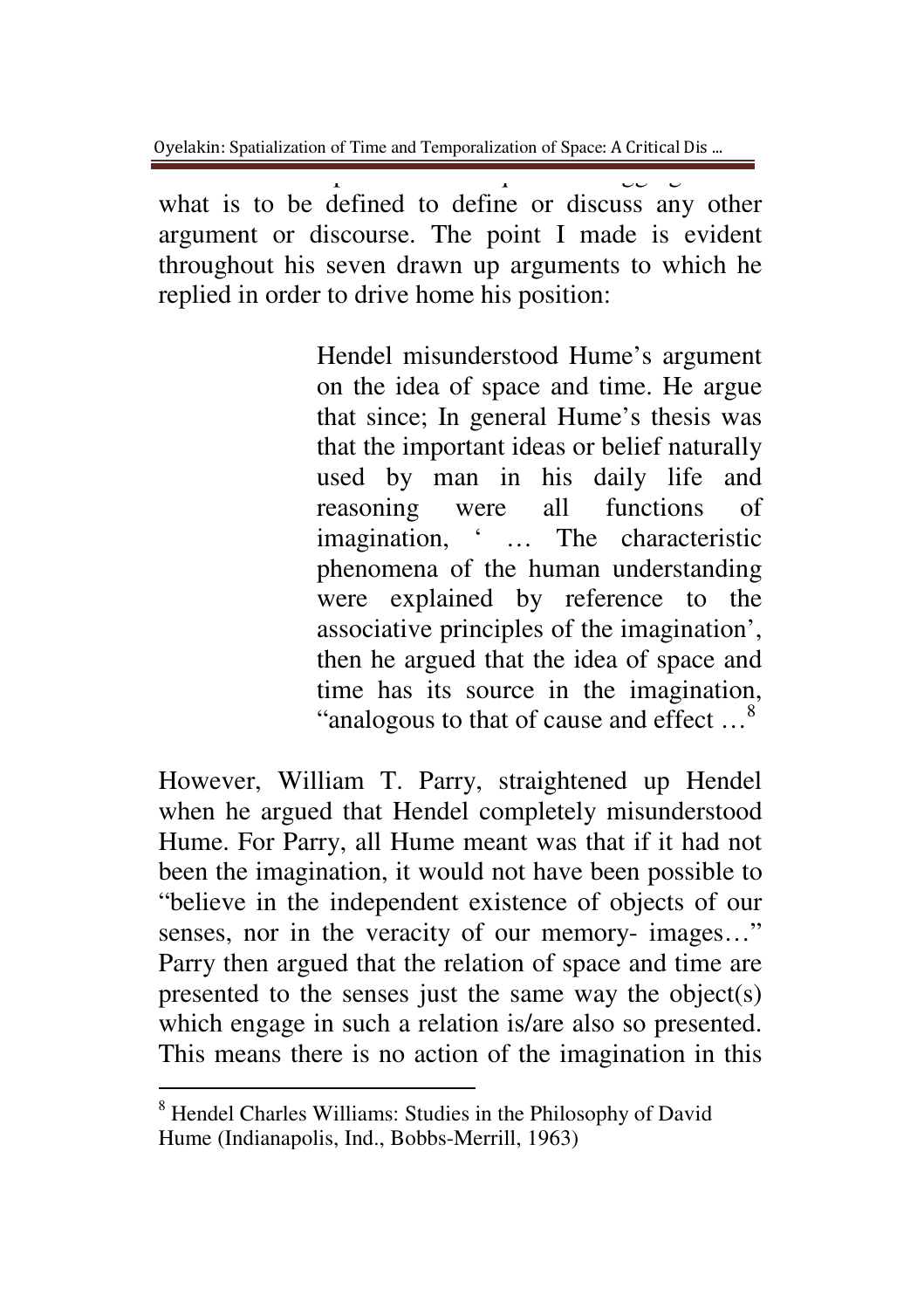what is to be defined to define or discuss any other argument or discourse. The point I made is evident throughout his seven drawn up arguments to which he replied in order to drive home his position:

> Hendel misunderstood Hume's argument on the idea of space and time. He argue that since; In general Hume's thesis was that the important ideas or belief naturally used by man in his daily life and reasoning were all functions of imagination, ' … The characteristic phenomena of the human understanding were explained by reference to the associative principles of the imagination', then he argued that the idea of space and time has its source in the imagination, "analogous to that of cause and effect …[8]

However, William T. Parry, straightened up Hendel when he argued that Hendel completely misunderstood Hume. For Parry, all Hume meant was that if it had not been the imagination, it would not have been possible to "believe in the independent existence of objects of our senses, nor in the veracity of our memory- images…" Parry then argued that the relation of space and time are presented to the senses just the same way the object(s) which engage in such a relation is/are also so presented. This means there is no action of the imagination in this

[8] Hendel Charles Williams: Studies in the Philosophy of David Hume (Indianapolis, Ind., Bobbs-Merrill, 1963)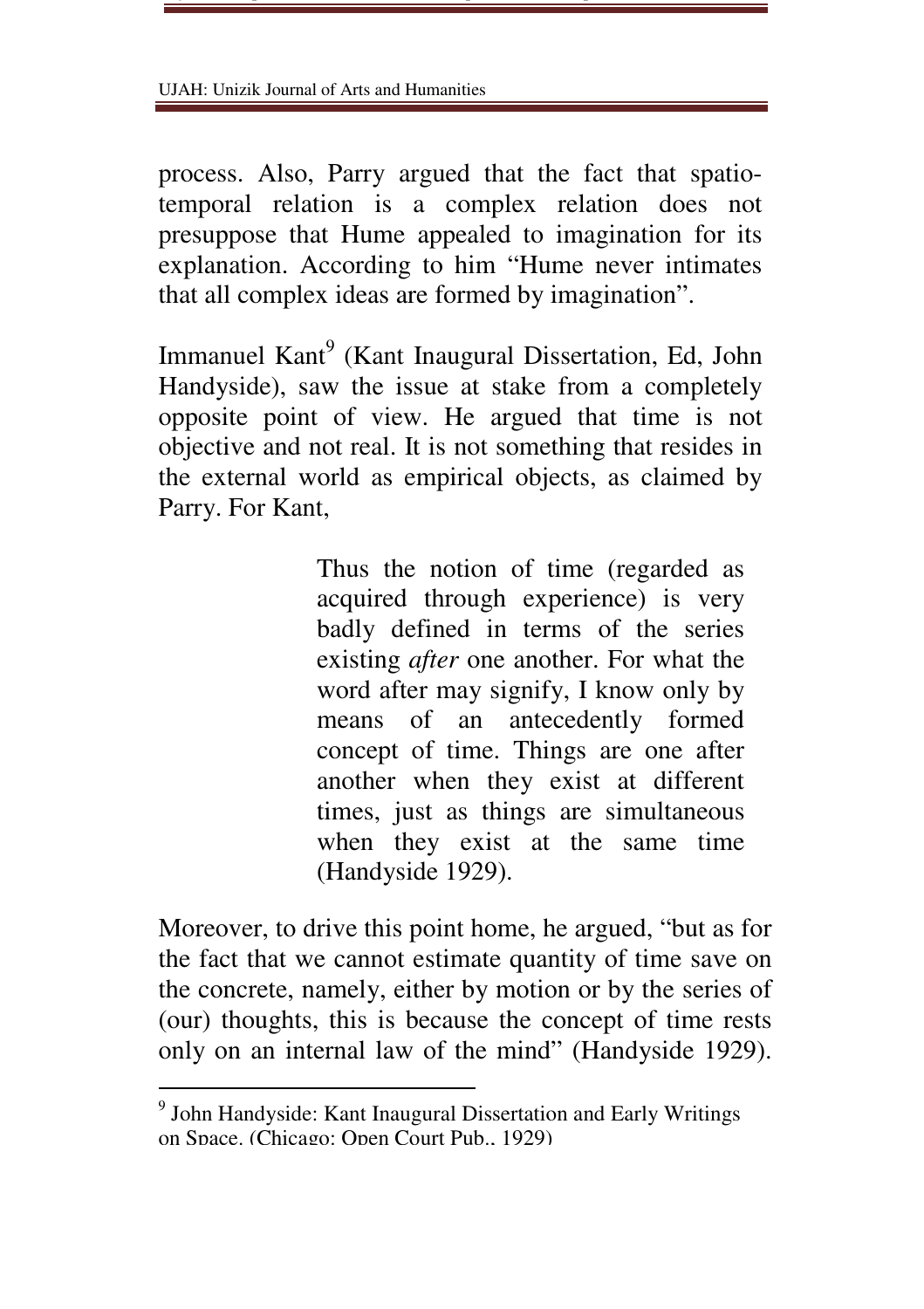process. Also, Parry argued that the fact that spatio-temporal relation is a complex relation does not presuppose that Hume appealed to imagination for its explanation. According to him "Hume never intimates that all complex ideas are formed by imagination".

Immanuel Kant[9] (Kant Inaugural Dissertation, Ed, John Handyside), saw the issue at stake from a completely opposite point of view. He argued that time is not objective and not real. It is not something that resides in the external world as empirical objects, as claimed by Parry. For Kant,

> Thus the notion of time (regarded as acquired through experience) is very badly defined in terms of the series existing *after* one another. For what the word after may signify, I know only by means of an antecedently formed concept of time. Things are one after another when they exist at different times, just as things are simultaneous when they exist at the same time (Handyside 1929).

Moreover, to drive this point home, he argued, "but as for the fact that we cannot estimate quantity of time save on the concrete, namely, either by motion or by the series of (our) thoughts, this is because the concept of time rests only on an internal law of the mind" (Handyside 1929).

---

[9] John Handyside: Kant Inaugural Dissertation and Early Writings on Space. (Chicago: Open Court Pub., 1929)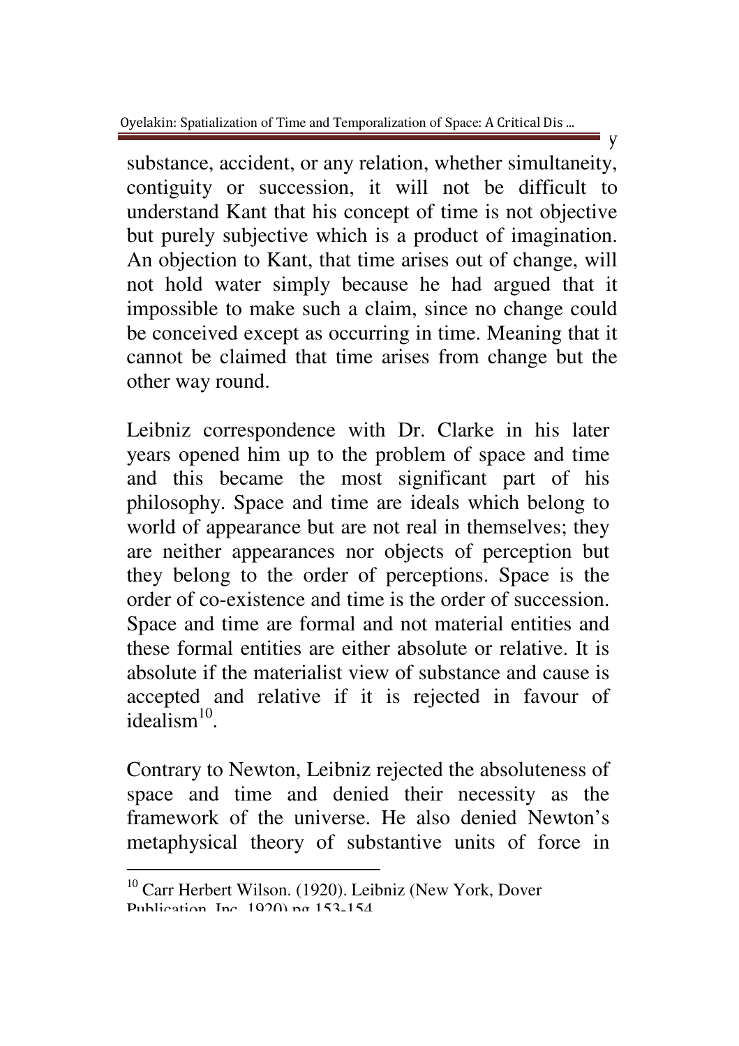substance, accident, or any relation, whether simultaneity, contiguity or succession, it will not be difficult to understand Kant that his concept of time is not objective but purely subjective which is a product of imagination. An objection to Kant, that time arises out of change, will not hold water simply because he had argued that it impossible to make such a claim, since no change could be conceived except as occurring in time. Meaning that it cannot be claimed that time arises from change but the other way round.

Leibniz correspondence with Dr. Clarke in his later years opened him up to the problem of space and time and this became the most significant part of his philosophy. Space and time are ideals which belong to world of appearance but are not real in themselves; they are neither appearances nor objects of perception but they belong to the order of perceptions. Space is the order of co-existence and time is the order of succession. Space and time are formal and not material entities and these formal entities are either absolute or relative. It is absolute if the materialist view of substance and cause is accepted and relative if it is rejected in favour of idealism[10].

Contrary to Newton, Leibniz rejected the absoluteness of space and time and denied their necessity as the framework of the universe. He also denied Newton's metaphysical theory of substantive units of force in

[10] Carr Herbert Wilson. (1920). Leibniz (New York, Dover Publication, Inc. 1920) pg 153-154.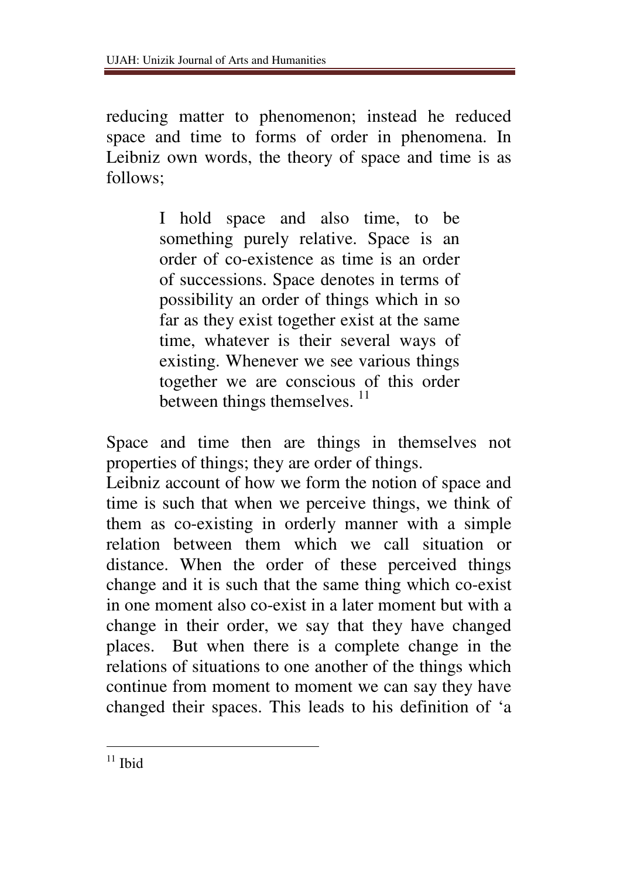reducing matter to phenomenon; instead he reduced space and time to forms of order in phenomena. In Leibniz own words, the theory of space and time is as follows;

> I hold space and also time, to be something purely relative. Space is an order of co-existence as time is an order of successions. Space denotes in terms of possibility an order of things which in so far as they exist together exist at the same time, whatever is their several ways of existing. Whenever we see various things together we are conscious of this order between things themselves. [11]

Space and time then are things in themselves not properties of things; they are order of things.

Leibniz account of how we form the notion of space and time is such that when we perceive things, we think of them as co-existing in orderly manner with a simple relation between them which we call situation or distance. When the order of these perceived things change and it is such that the same thing which co-exist in one moment also co-exist in a later moment but with a change in their order, we say that they have changed places. But when there is a complete change in the relations of situations to one another of the things which continue from moment to moment we can say they have changed their spaces. This leads to his definition of 'a

---

[11] Ibid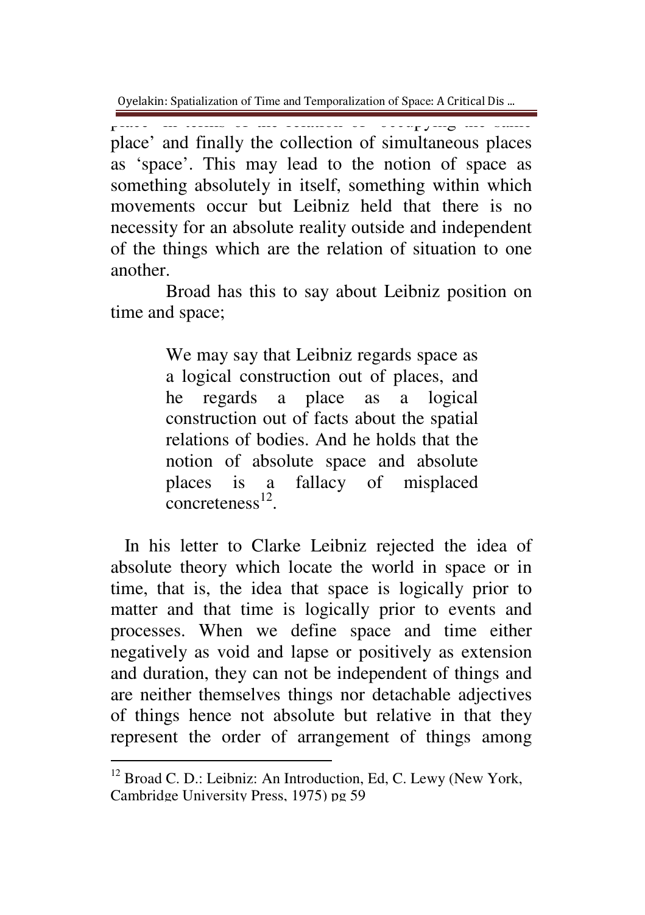place' in terms of the relation of 'occupying the same place' and finally the collection of simultaneous places as 'space'. This may lead to the notion of space as something absolutely in itself, something within which movements occur but Leibniz held that there is no necessity for an absolute reality outside and independent of the things which are the relation of situation to one another.

Broad has this to say about Leibniz position on time and space;

> We may say that Leibniz regards space as a logical construction out of places, and he regards a place as a logical construction out of facts about the spatial relations of bodies. And he holds that the notion of absolute space and absolute places is a fallacy of misplaced concreteness[12].

In his letter to Clarke Leibniz rejected the idea of absolute theory which locate the world in space or in time, that is, the idea that space is logically prior to matter and that time is logically prior to events and processes. When we define space and time either negatively as void and lapse or positively as extension and duration, they can not be independent of things and are neither themselves things nor detachable adjectives of things hence not absolute but relative in that they represent the order of arrangement of things among

---

[12] Broad C. D.: Leibniz: An Introduction, Ed, C. Lewy (New York, Cambridge University Press, 1975) pg 59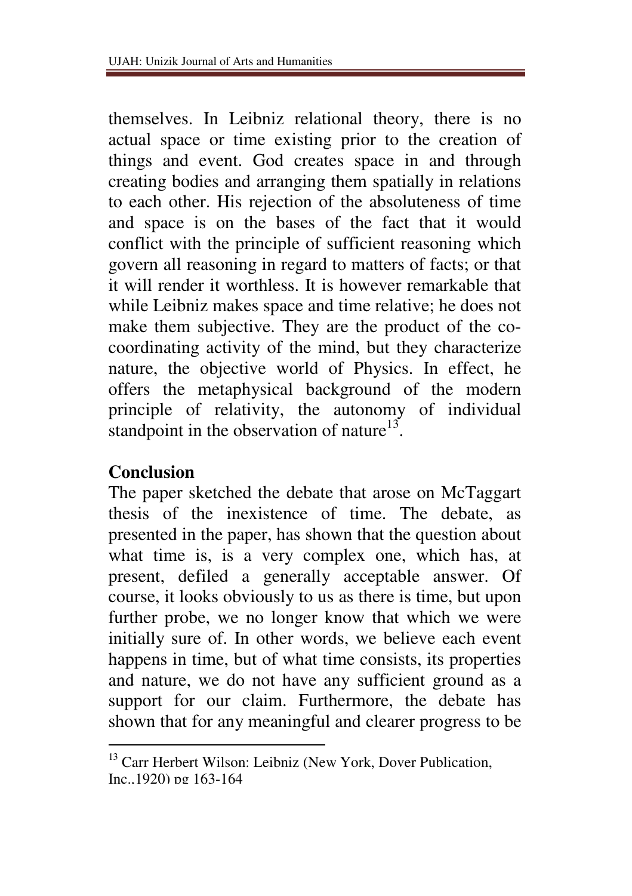themselves. In Leibniz relational theory, there is no actual space or time existing prior to the creation of things and event. God creates space in and through creating bodies and arranging them spatially in relations to each other. His rejection of the absoluteness of time and space is on the bases of the fact that it would conflict with the principle of sufficient reasoning which govern all reasoning in regard to matters of facts; or that it will render it worthless. It is however remarkable that while Leibniz makes space and time relative; he does not make them subjective. They are the product of the co-coordinating activity of the mind, but they characterize nature, the objective world of Physics. In effect, he offers the metaphysical background of the modern principle of relativity, the autonomy of individual standpoint in the observation of nature[13].

## Conclusion

The paper sketched the debate that arose on McTaggart thesis of the inexistence of time. The debate, as presented in the paper, has shown that the question about what time is, is a very complex one, which has, at present, defiled a generally acceptable answer. Of course, it looks obviously to us as there is time, but upon further probe, we no longer know that which we were initially sure of. In other words, we believe each event happens in time, but of what time consists, its properties and nature, we do not have any sufficient ground as a support for our claim. Furthermore, the debate has shown that for any meaningful and clearer progress to be

---

[13] Carr Herbert Wilson: Leibniz (New York, Dover Publication, Inc.,1920) pg 163-164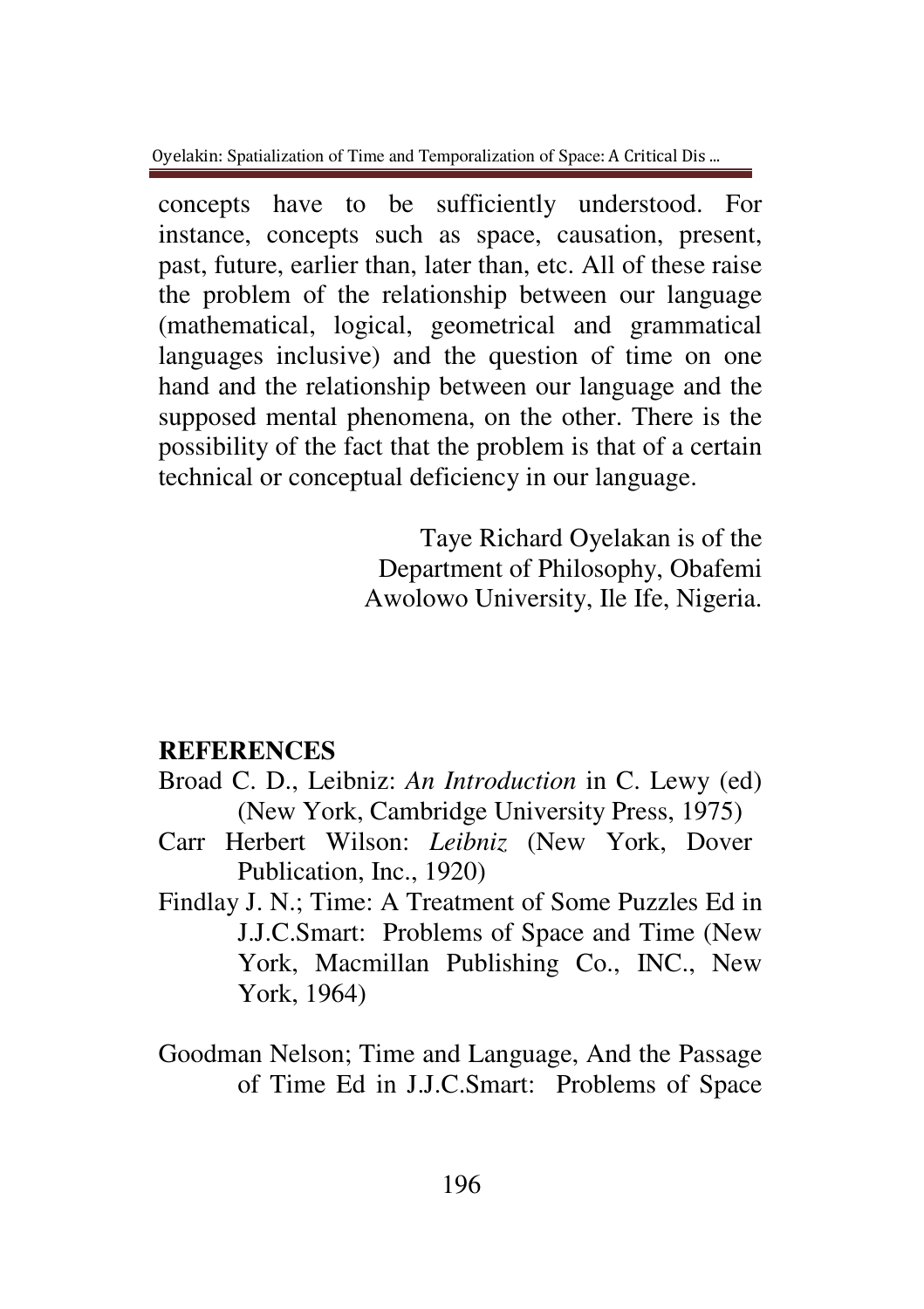concepts have to be sufficiently understood. For instance, concepts such as space, causation, present, past, future, earlier than, later than, etc. All of these raise the problem of the relationship between our language (mathematical, logical, geometrical and grammatical languages inclusive) and the question of time on one hand and the relationship between our language and the supposed mental phenomena, on the other. There is the possibility of the fact that the problem is that of a certain technical or conceptual deficiency in our language.

Taye Richard Oyelakan is of the Department of Philosophy, Obafemi Awolowo University, Ile Ife, Nigeria.

## REFERENCES

Broad C. D., Leibniz: *An Introduction* in C. Lewy (ed) (New York, Cambridge University Press, 1975)

Carr Herbert Wilson: *Leibniz* (New York, Dover Publication, Inc., 1920)

Findlay J. N.; Time: A Treatment of Some Puzzles Ed in J.J.C.Smart: Problems of Space and Time (New York, Macmillan Publishing Co., INC., New York, 1964)

Goodman Nelson; Time and Language, And the Passage of Time Ed in J.J.C.Smart: Problems of Space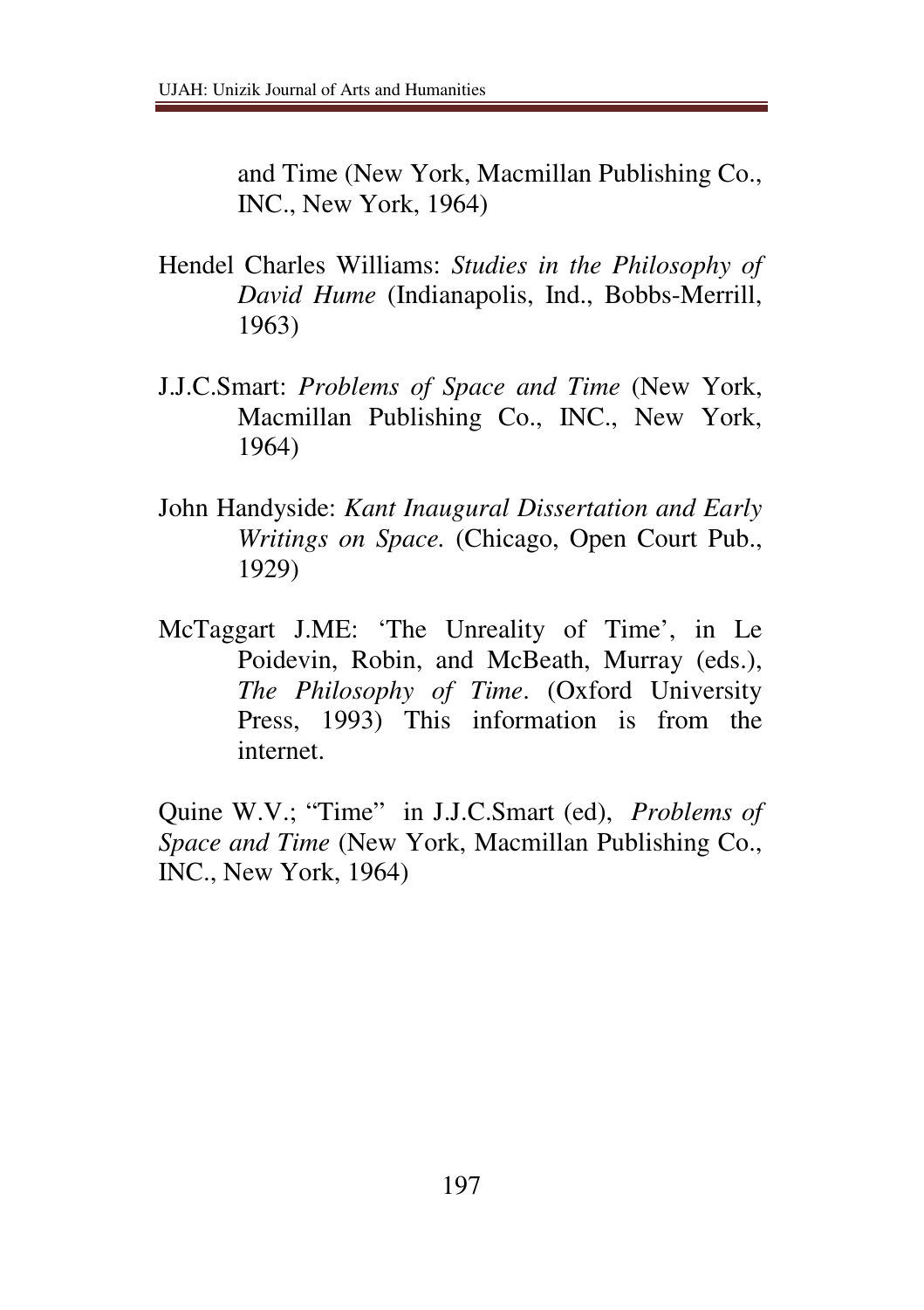and Time (New York, Macmillan Publishing Co., INC., New York, 1964)

Hendel Charles Williams: *Studies in the Philosophy of David Hume* (Indianapolis, Ind., Bobbs-Merrill, 1963)

J.J.C.Smart: *Problems of Space and Time* (New York, Macmillan Publishing Co., INC., New York, 1964)

John Handyside: *Kant Inaugural Dissertation and Early Writings on Space.* (Chicago, Open Court Pub., 1929)

McTaggart J.ME: 'The Unreality of Time', in Le Poidevin, Robin, and McBeath, Murray (eds.), *The Philosophy of Time*. (Oxford University Press, 1993) This information is from the internet.

Quine W.V.; "Time" in J.J.C.Smart (ed), *Problems of Space and Time* (New York, Macmillan Publishing Co., INC., New York, 1964)